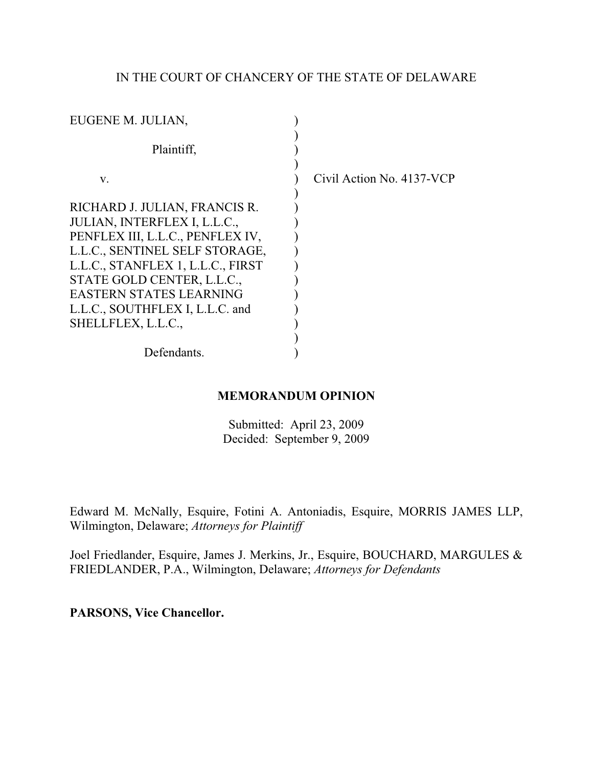IN THE COURT OF CHANCERY OF THE STATE OF DELAWARE

EUGENE M. JULIAN,

Plaintiff,

v.

RICHARD J. JULIAN, FRANCIS R. JULIAN, INTERFLEX I, L.L.C., PENFLEX III, L.L.C., PENFLEX IV, L.L.C., SENTINEL SELF STORAGE, L.L.C., STANFLEX 1, L.L.C., FIRST STATE GOLD CENTER, L.L.C., EASTERN STATES LEARNING L.L.C., SOUTHFLEX I, L.L.C. and SHELLFLEX, L.L.C.,

Defendants.

Civil Action No. 4137-VCP

**MEMORANDUM OPINION**

Submitted: April 23, 2009
Decided: September 9, 2009

Edward M. McNally, Esquire, Fotini A. Antoniadis, Esquire, MORRIS JAMES LLP, Wilmington, Delaware; *Attorneys for Plaintiff*

Joel Friedlander, Esquire, James J. Merkins, Jr., Esquire, BOUCHARD, MARGULES & FRIEDLANDER, P.A., Wilmington, Delaware; *Attorneys for Defendants*

**PARSONS, Vice Chancellor.**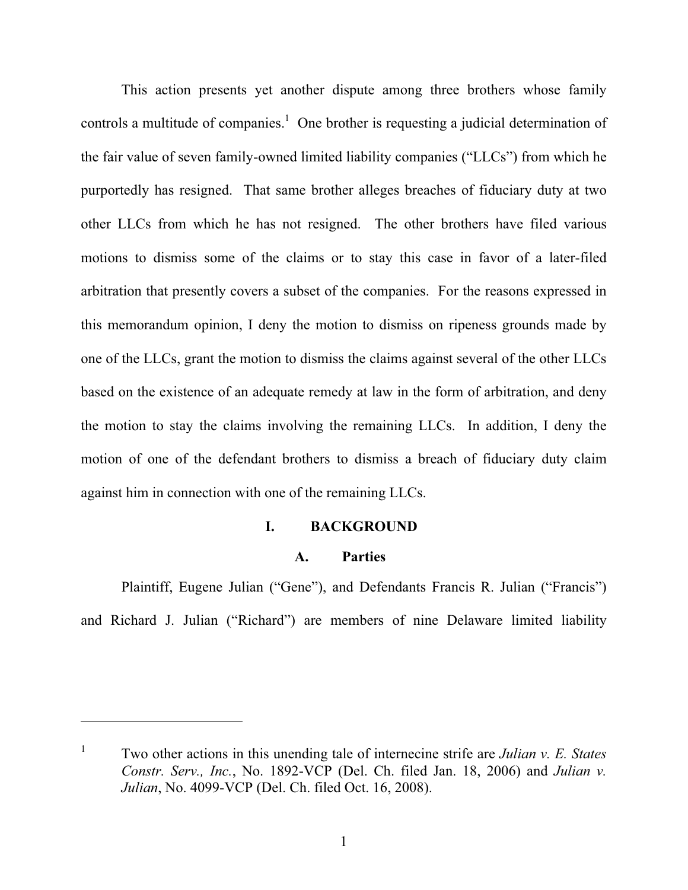This action presents yet another dispute among three brothers whose family controls a multitude of companies.[1] One brother is requesting a judicial determination of the fair value of seven family-owned limited liability companies ("LLCs") from which he purportedly has resigned. That same brother alleges breaches of fiduciary duty at two other LLCs from which he has not resigned. The other brothers have filed various motions to dismiss some of the claims or to stay this case in favor of a later-filed arbitration that presently covers a subset of the companies. For the reasons expressed in this memorandum opinion, I deny the motion to dismiss on ripeness grounds made by one of the LLCs, grant the motion to dismiss the claims against several of the other LLCs based on the existence of an adequate remedy at law in the form of arbitration, and deny the motion to stay the claims involving the remaining LLCs. In addition, I deny the motion of one of the defendant brothers to dismiss a breach of fiduciary duty claim against him in connection with one of the remaining LLCs.

## I. BACKGROUND

### A. Parties

Plaintiff, Eugene Julian ("Gene"), and Defendants Francis R. Julian ("Francis") and Richard J. Julian ("Richard") are members of nine Delaware limited liability

---

[1] Two other actions in this unending tale of internecine strife are *Julian v. E. States Constr. Serv., Inc.*, No. 1892-VCP (Del. Ch. filed Jan. 18, 2006) and *Julian v. Julian*, No. 4099-VCP (Del. Ch. filed Oct. 16, 2008).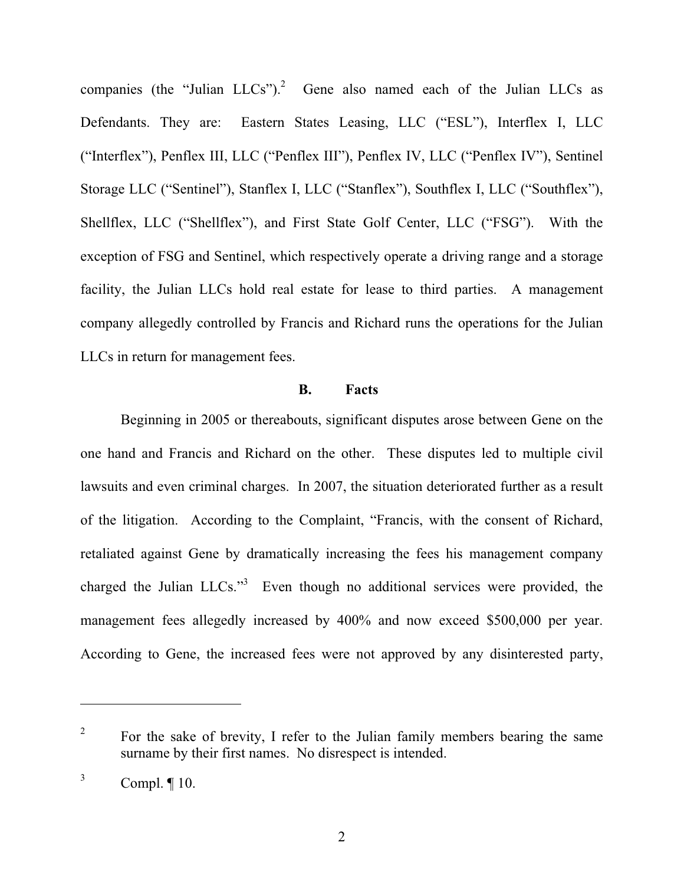companies (the "Julian LLCs").[2] Gene also named each of the Julian LLCs as Defendants. They are: Eastern States Leasing, LLC ("ESL"), Interflex I, LLC ("Interflex"), Penflex III, LLC ("Penflex III"), Penflex IV, LLC ("Penflex IV"), Sentinel Storage LLC ("Sentinel"), Stanflex I, LLC ("Stanflex"), Southflex I, LLC ("Southflex"), Shellflex, LLC ("Shellflex"), and First State Golf Center, LLC ("FSG"). With the exception of FSG and Sentinel, which respectively operate a driving range and a storage facility, the Julian LLCs hold real estate for lease to third parties. A management company allegedly controlled by Francis and Richard runs the operations for the Julian LLCs in return for management fees.

## B. Facts

Beginning in 2005 or thereabouts, significant disputes arose between Gene on the one hand and Francis and Richard on the other. These disputes led to multiple civil lawsuits and even criminal charges. In 2007, the situation deteriorated further as a result of the litigation. According to the Complaint, "Francis, with the consent of Richard, retaliated against Gene by dramatically increasing the fees his management company charged the Julian LLCs."[3] Even though no additional services were provided, the management fees allegedly increased by 400% and now exceed $500,000 per year. According to Gene, the increased fees were not approved by any disinterested party,

---

[2] For the sake of brevity, I refer to the Julian family members bearing the same surname by their first names. No disrespect is intended.

[3] Compl. ¶ 10.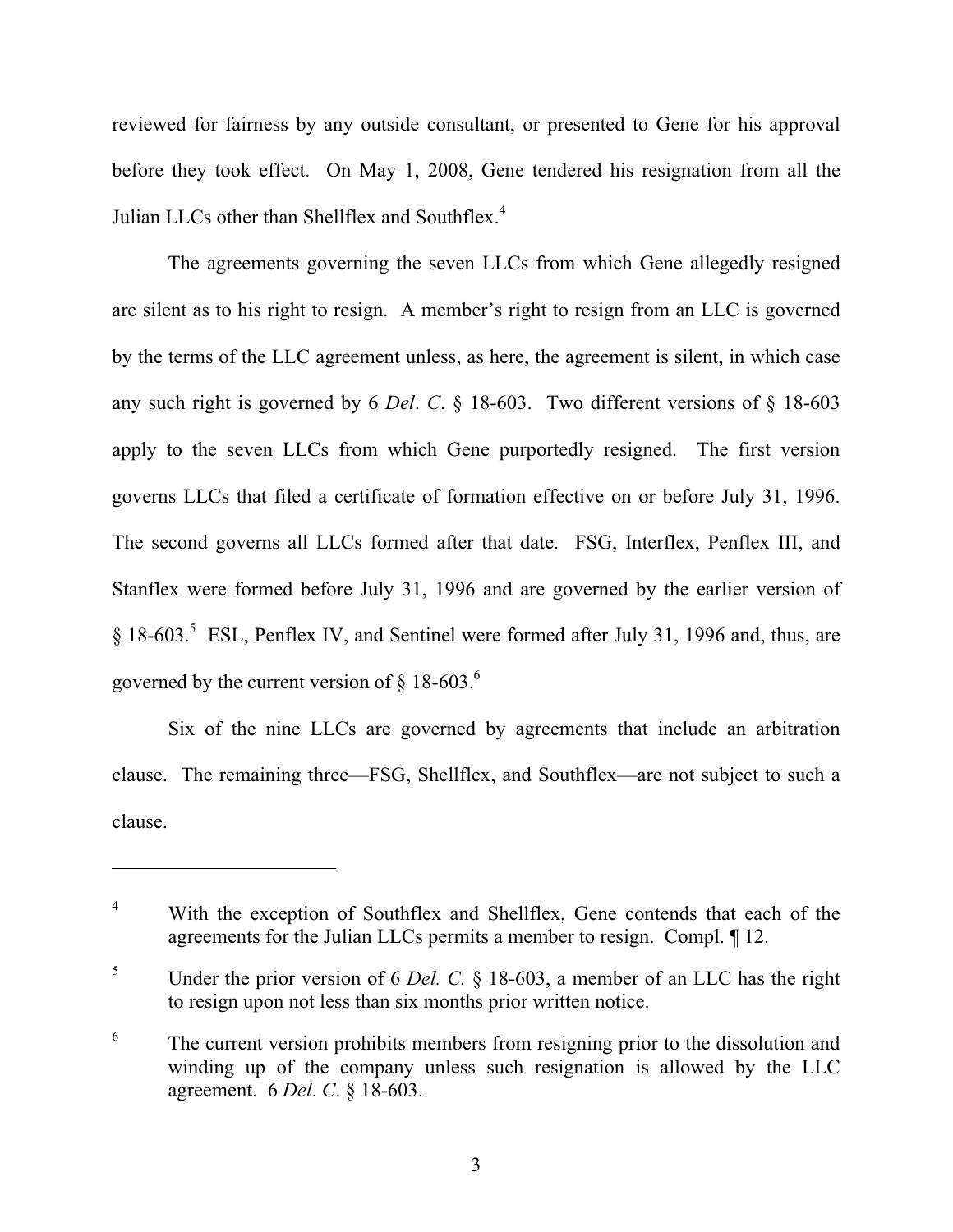reviewed for fairness by any outside consultant, or presented to Gene for his approval before they took effect. On May 1, 2008, Gene tendered his resignation from all the Julian LLCs other than Shellflex and Southflex.[4]

The agreements governing the seven LLCs from which Gene allegedly resigned are silent as to his right to resign. A member's right to resign from an LLC is governed by the terms of the LLC agreement unless, as here, the agreement is silent, in which case any such right is governed by 6 *Del*. *C*. § 18-603. Two different versions of § 18-603 apply to the seven LLCs from which Gene purportedly resigned. The first version governs LLCs that filed a certificate of formation effective on or before July 31, 1996. The second governs all LLCs formed after that date. FSG, Interflex, Penflex III, and Stanflex were formed before July 31, 1996 and are governed by the earlier version of § 18-603.[5] ESL, Penflex IV, and Sentinel were formed after July 31, 1996 and, thus, are governed by the current version of § 18-603.[6]

Six of the nine LLCs are governed by agreements that include an arbitration clause. The remaining three—FSG, Shellflex, and Southflex—are not subject to such a clause.

---

[4] With the exception of Southflex and Shellflex, Gene contends that each of the agreements for the Julian LLCs permits a member to resign. Compl. ¶ 12.

[5] Under the prior version of 6 *Del. C.* § 18-603, a member of an LLC has the right to resign upon not less than six months prior written notice.

[6] The current version prohibits members from resigning prior to the dissolution and winding up of the company unless such resignation is allowed by the LLC agreement. 6 *Del*. *C*. § 18-603.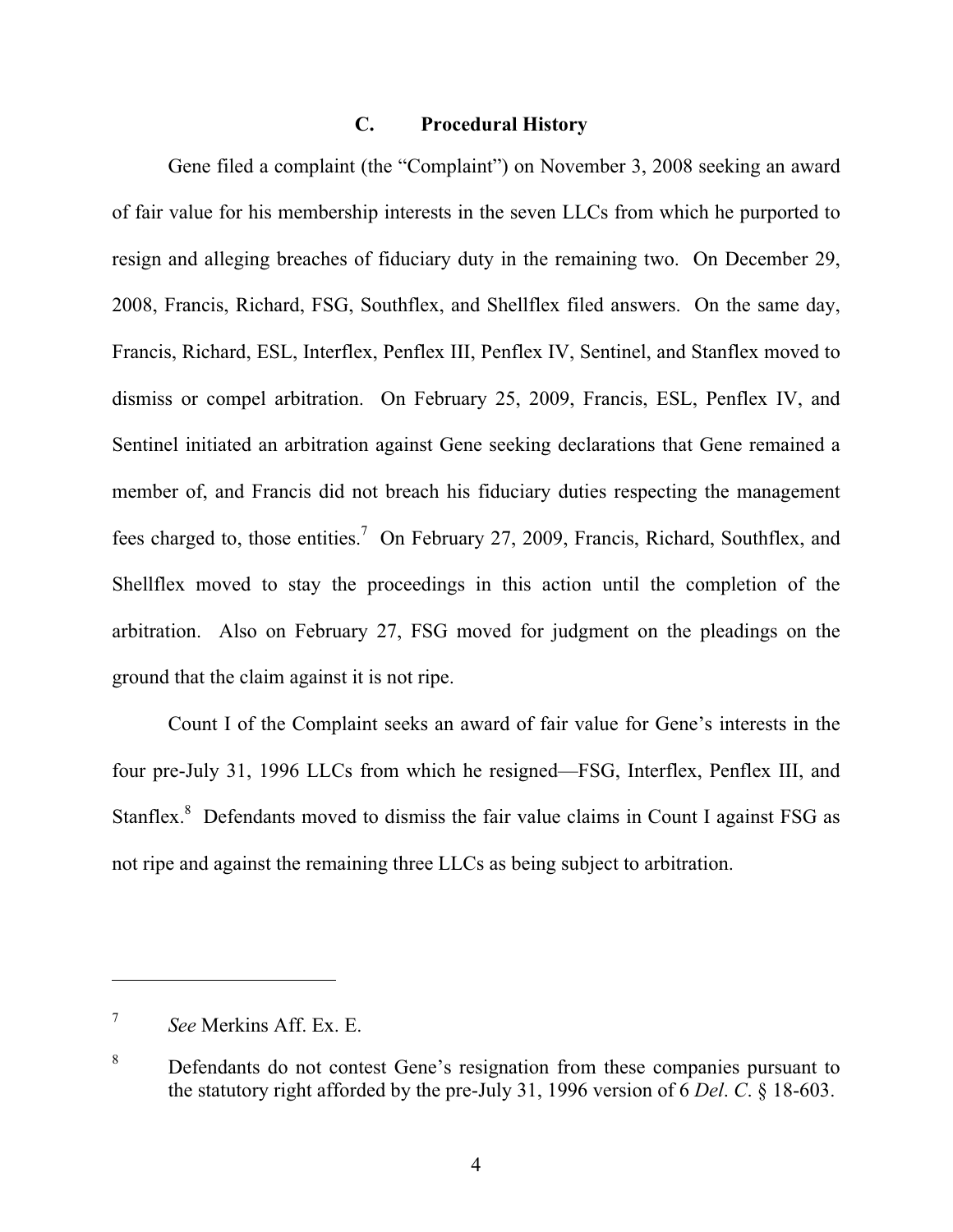### C. Procedural History

Gene filed a complaint (the "Complaint") on November 3, 2008 seeking an award of fair value for his membership interests in the seven LLCs from which he purported to resign and alleging breaches of fiduciary duty in the remaining two. On December 29, 2008, Francis, Richard, FSG, Southflex, and Shellflex filed answers. On the same day, Francis, Richard, ESL, Interflex, Penflex III, Penflex IV, Sentinel, and Stanflex moved to dismiss or compel arbitration. On February 25, 2009, Francis, ESL, Penflex IV, and Sentinel initiated an arbitration against Gene seeking declarations that Gene remained a member of, and Francis did not breach his fiduciary duties respecting the management fees charged to, those entities.[7] On February 27, 2009, Francis, Richard, Southflex, and Shellflex moved to stay the proceedings in this action until the completion of the arbitration. Also on February 27, FSG moved for judgment on the pleadings on the ground that the claim against it is not ripe.

Count I of the Complaint seeks an award of fair value for Gene's interests in the four pre-July 31, 1996 LLCs from which he resigned—FSG, Interflex, Penflex III, and Stanflex.[8] Defendants moved to dismiss the fair value claims in Count I against FSG as not ripe and against the remaining three LLCs as being subject to arbitration.

---

[7] *See* Merkins Aff. Ex. E.

[8] Defendants do not contest Gene's resignation from these companies pursuant to the statutory right afforded by the pre-July 31, 1996 version of 6 *Del*. *C*. § 18-603.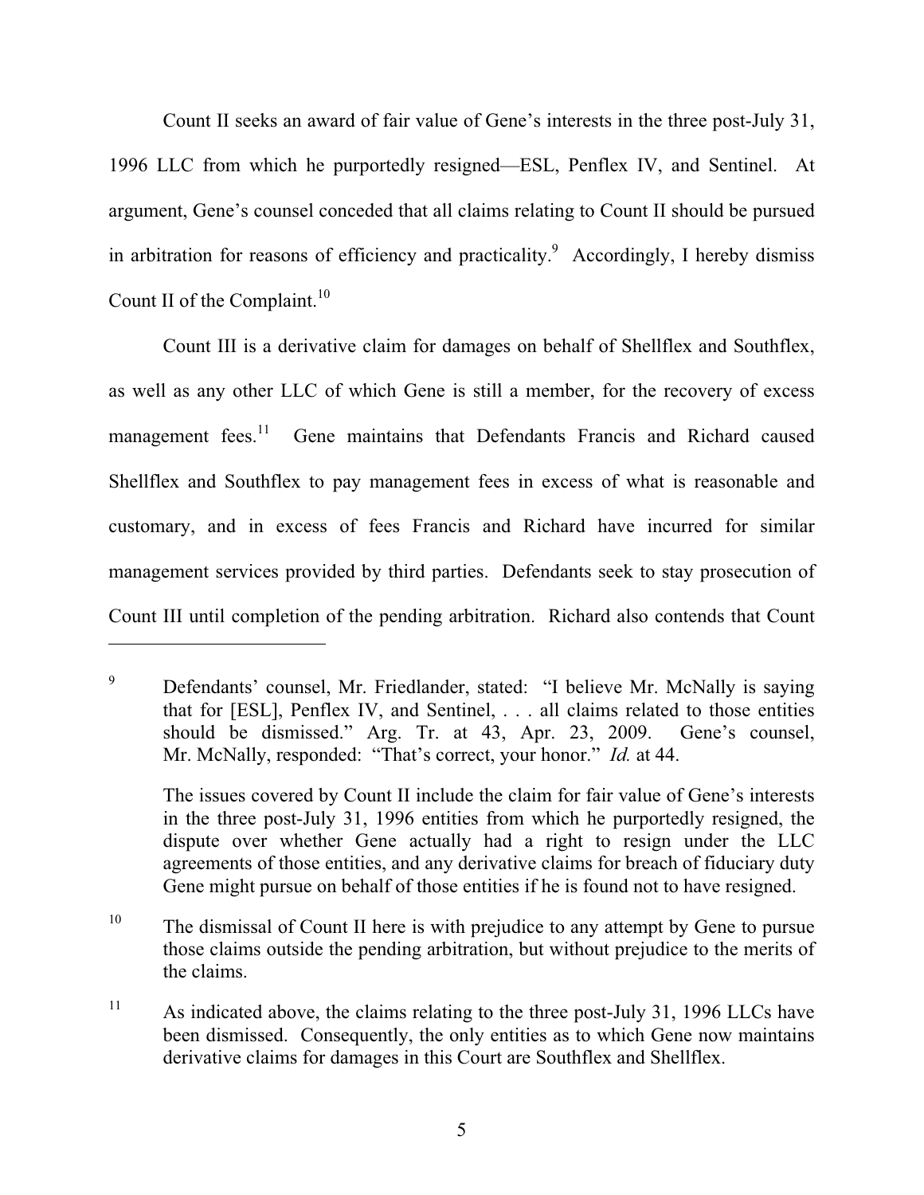Count II seeks an award of fair value of Gene's interests in the three post-July 31, 1996 LLC from which he purportedly resigned—ESL, Penflex IV, and Sentinel. At argument, Gene's counsel conceded that all claims relating to Count II should be pursued in arbitration for reasons of efficiency and practicality.[9] Accordingly, I hereby dismiss Count II of the Complaint.[10]

Count III is a derivative claim for damages on behalf of Shellflex and Southflex, as well as any other LLC of which Gene is still a member, for the recovery of excess management fees.[11] Gene maintains that Defendants Francis and Richard caused Shellflex and Southflex to pay management fees in excess of what is reasonable and customary, and in excess of fees Francis and Richard have incurred for similar management services provided by third parties. Defendants seek to stay prosecution of Count III until completion of the pending arbitration. Richard also contends that Count

---

[9] Defendants' counsel, Mr. Friedlander, stated: "I believe Mr. McNally is saying that for [ESL], Penflex IV, and Sentinel, . . . all claims related to those entities should be dismissed." Arg. Tr. at 43, Apr. 23, 2009. Gene's counsel, Mr. McNally, responded: "That's correct, your honor." *Id.* at 44.

The issues covered by Count II include the claim for fair value of Gene's interests in the three post-July 31, 1996 entities from which he purportedly resigned, the dispute over whether Gene actually had a right to resign under the LLC agreements of those entities, and any derivative claims for breach of fiduciary duty Gene might pursue on behalf of those entities if he is found not to have resigned.

[10] The dismissal of Count II here is with prejudice to any attempt by Gene to pursue those claims outside the pending arbitration, but without prejudice to the merits of the claims.

[11] As indicated above, the claims relating to the three post-July 31, 1996 LLCs have been dismissed. Consequently, the only entities as to which Gene now maintains derivative claims for damages in this Court are Southflex and Shellflex.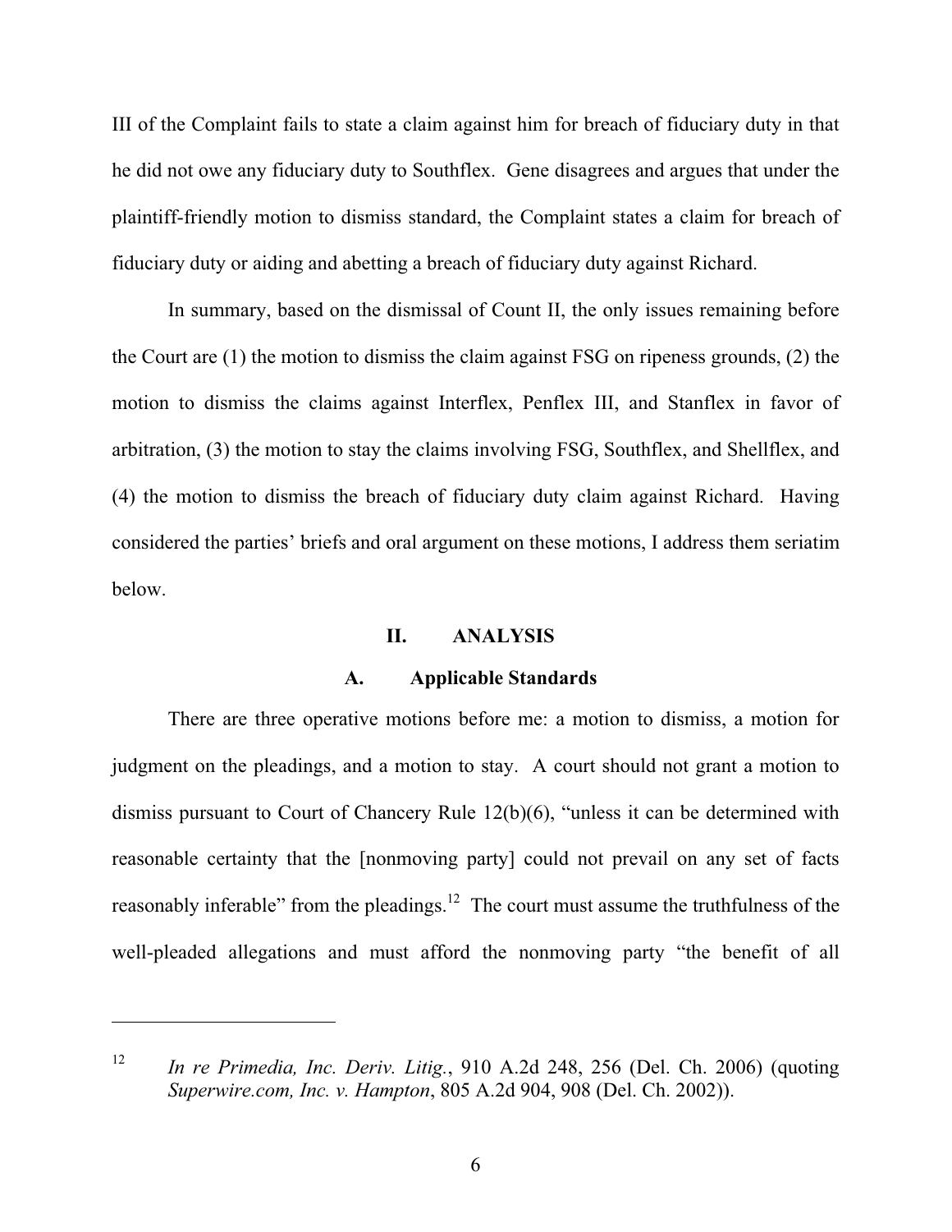III of the Complaint fails to state a claim against him for breach of fiduciary duty in that he did not owe any fiduciary duty to Southflex. Gene disagrees and argues that under the plaintiff-friendly motion to dismiss standard, the Complaint states a claim for breach of fiduciary duty or aiding and abetting a breach of fiduciary duty against Richard.

In summary, based on the dismissal of Count II, the only issues remaining before the Court are (1) the motion to dismiss the claim against FSG on ripeness grounds, (2) the motion to dismiss the claims against Interflex, Penflex III, and Stanflex in favor of arbitration, (3) the motion to stay the claims involving FSG, Southflex, and Shellflex, and (4) the motion to dismiss the breach of fiduciary duty claim against Richard. Having considered the parties' briefs and oral argument on these motions, I address them seriatim below.

## II. ANALYSIS

### A. Applicable Standards

There are three operative motions before me: a motion to dismiss, a motion for judgment on the pleadings, and a motion to stay. A court should not grant a motion to dismiss pursuant to Court of Chancery Rule 12(b)(6), "unless it can be determined with reasonable certainty that the [nonmoving party] could not prevail on any set of facts reasonably inferable" from the pleadings.[12] The court must assume the truthfulness of the well-pleaded allegations and must afford the nonmoving party "the benefit of all

---

[12] *In re Primedia, Inc. Deriv. Litig.*, 910 A.2d 248, 256 (Del. Ch. 2006) (quoting *Superwire.com, Inc. v. Hampton*, 805 A.2d 904, 908 (Del. Ch. 2002)).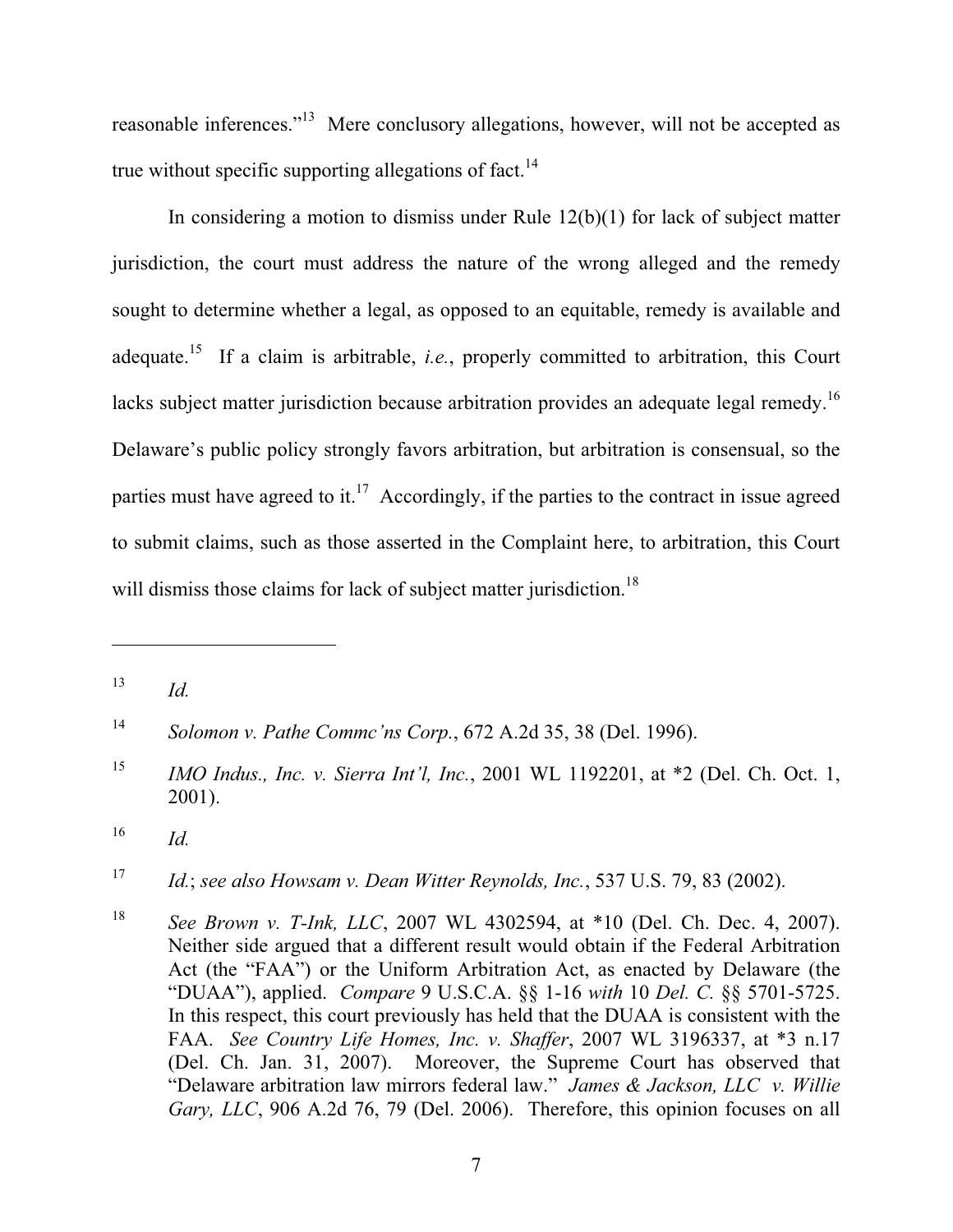reasonable inferences."[13] Mere conclusory allegations, however, will not be accepted as true without specific supporting allegations of fact.[14]

In considering a motion to dismiss under Rule 12(b)(1) for lack of subject matter jurisdiction, the court must address the nature of the wrong alleged and the remedy sought to determine whether a legal, as opposed to an equitable, remedy is available and adequate.[15] If a claim is arbitrable, *i.e.*, properly committed to arbitration, this Court lacks subject matter jurisdiction because arbitration provides an adequate legal remedy.[16] Delaware's public policy strongly favors arbitration, but arbitration is consensual, so the parties must have agreed to it.[17] Accordingly, if the parties to the contract in issue agreed to submit claims, such as those asserted in the Complaint here, to arbitration, this Court will dismiss those claims for lack of subject matter jurisdiction.[18]

---

[13] *Id.*

[14] *Solomon v. Pathe Commc'ns Corp.*, 672 A.2d 35, 38 (Del. 1996).

[15] *IMO Indus., Inc. v. Sierra Int'l, Inc.*, 2001 WL 1192201, at *2 (Del. Ch. Oct. 1, 2001).

[16] *Id.*

[17] *Id.*; *see also Howsam v. Dean Witter Reynolds, Inc.*, 537 U.S. 79, 83 (2002).

[18] *See Brown v. T-Ink, LLC*, 2007 WL 4302594, at *10 (Del. Ch. Dec. 4, 2007). Neither side argued that a different result would obtain if the Federal Arbitration Act (the "FAA") or the Uniform Arbitration Act, as enacted by Delaware (the "DUAA"), applied. *Compare* 9 U.S.C.A. §§ 1-16 *with* 10 *Del. C.* §§ 5701-5725. In this respect, this court previously has held that the DUAA is consistent with the FAA. *See Country Life Homes, Inc. v. Shaffer*, 2007 WL 3196337, at *3 n.17 (Del. Ch. Jan. 31, 2007). Moreover, the Supreme Court has observed that "Delaware arbitration law mirrors federal law." *James & Jackson, LLC v. Willie Gary, LLC*, 906 A.2d 76, 79 (Del. 2006). Therefore, this opinion focuses on all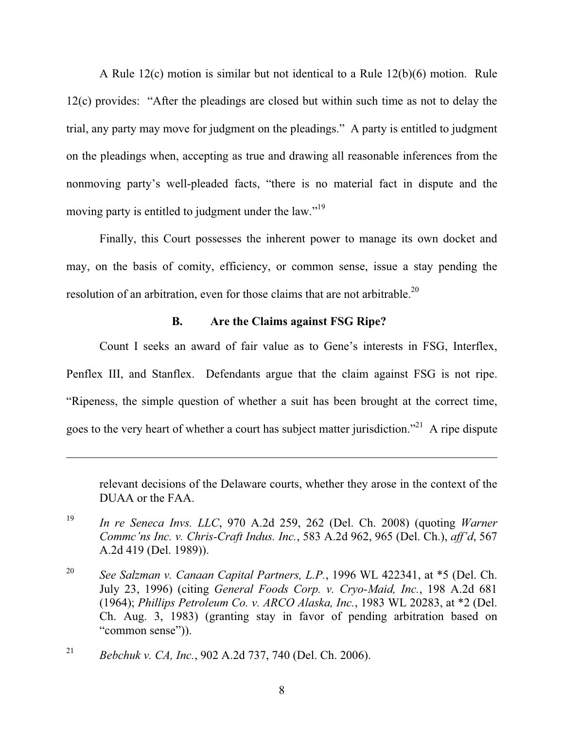A Rule 12(c) motion is similar but not identical to a Rule 12(b)(6) motion. Rule 12(c) provides: "After the pleadings are closed but within such time as not to delay the trial, any party may move for judgment on the pleadings." A party is entitled to judgment on the pleadings when, accepting as true and drawing all reasonable inferences from the nonmoving party's well-pleaded facts, "there is no material fact in dispute and the moving party is entitled to judgment under the law."[19]

Finally, this Court possesses the inherent power to manage its own docket and may, on the basis of comity, efficiency, or common sense, issue a stay pending the resolution of an arbitration, even for those claims that are not arbitrable.[20]

### B. Are the Claims against FSG Ripe?

Count I seeks an award of fair value as to Gene's interests in FSG, Interflex, Penflex III, and Stanflex. Defendants argue that the claim against FSG is not ripe. "Ripeness, the simple question of whether a suit has been brought at the correct time, goes to the very heart of whether a court has subject matter jurisdiction."[21] A ripe dispute

---

relevant decisions of the Delaware courts, whether they arose in the context of the DUAA or the FAA.

[19] *In re Seneca Invs. LLC*, 970 A.2d 259, 262 (Del. Ch. 2008) (quoting *Warner Commc'ns Inc. v. Chris-Craft Indus. Inc.*, 583 A.2d 962, 965 (Del. Ch.), *aff'd*, 567 A.2d 419 (Del. 1989)).

[20] *See Salzman v. Canaan Capital Partners, L.P.*, 1996 WL 422341, at *5 (Del. Ch. July 23, 1996) (citing *General Foods Corp. v. Cryo-Maid, Inc.*, 198 A.2d 681 (1964); *Phillips Petroleum Co. v. ARCO Alaska, Inc.*, 1983 WL 20283, at *2 (Del. Ch. Aug. 3, 1983) (granting stay in favor of pending arbitration based on "common sense")).

[21] *Bebchuk v. CA, Inc.*, 902 A.2d 737, 740 (Del. Ch. 2006).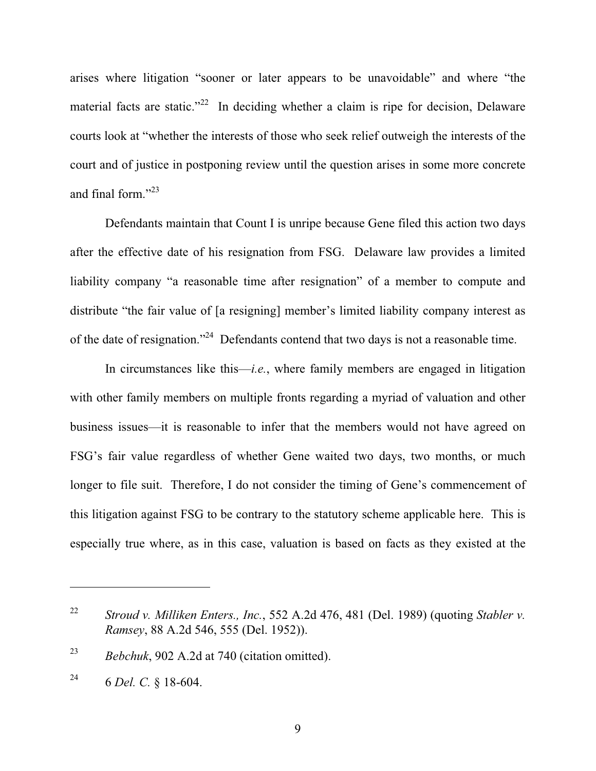arises where litigation "sooner or later appears to be unavoidable" and where "the material facts are static."[22] In deciding whether a claim is ripe for decision, Delaware courts look at "whether the interests of those who seek relief outweigh the interests of the court and of justice in postponing review until the question arises in some more concrete and final form."[23]

Defendants maintain that Count I is unripe because Gene filed this action two days after the effective date of his resignation from FSG. Delaware law provides a limited liability company "a reasonable time after resignation" of a member to compute and distribute "the fair value of [a resigning] member's limited liability company interest as of the date of resignation."[24] Defendants contend that two days is not a reasonable time.

In circumstances like this—*i.e.*, where family members are engaged in litigation with other family members on multiple fronts regarding a myriad of valuation and other business issues—it is reasonable to infer that the members would not have agreed on FSG's fair value regardless of whether Gene waited two days, two months, or much longer to file suit. Therefore, I do not consider the timing of Gene's commencement of this litigation against FSG to be contrary to the statutory scheme applicable here. This is especially true where, as in this case, valuation is based on facts as they existed at the

---

[22] *Stroud v. Milliken Enters., Inc.*, 552 A.2d 476, 481 (Del. 1989) (quoting *Stabler v. Ramsey*, 88 A.2d 546, 555 (Del. 1952)).

[23] *Bebchuk*, 902 A.2d at 740 (citation omitted).

[24] 6 *Del. C.* § 18-604.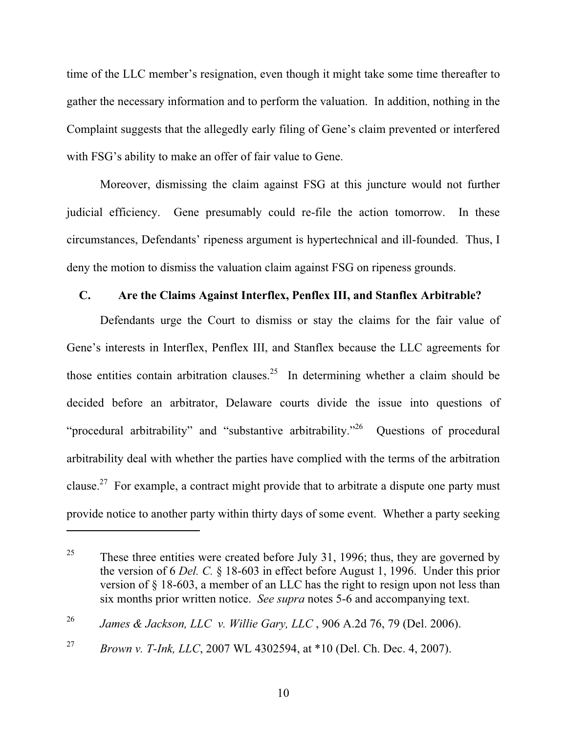time of the LLC member's resignation, even though it might take some time thereafter to gather the necessary information and to perform the valuation. In addition, nothing in the Complaint suggests that the allegedly early filing of Gene's claim prevented or interfered with FSG's ability to make an offer of fair value to Gene.

Moreover, dismissing the claim against FSG at this juncture would not further judicial efficiency. Gene presumably could re-file the action tomorrow. In these circumstances, Defendants' ripeness argument is hypertechnical and ill-founded. Thus, I deny the motion to dismiss the valuation claim against FSG on ripeness grounds.

### C. Are the Claims Against Interflex, Penflex III, and Stanflex Arbitrable?

Defendants urge the Court to dismiss or stay the claims for the fair value of Gene's interests in Interflex, Penflex III, and Stanflex because the LLC agreements for those entities contain arbitration clauses.[25] In determining whether a claim should be decided before an arbitrator, Delaware courts divide the issue into questions of "procedural arbitrability" and "substantive arbitrability."[26] Questions of procedural arbitrability deal with whether the parties have complied with the terms of the arbitration clause.[27] For example, a contract might provide that to arbitrate a dispute one party must provide notice to another party within thirty days of some event. Whether a party seeking

---

[25] These three entities were created before July 31, 1996; thus, they are governed by the version of 6 *Del. C.* § 18-603 in effect before August 1, 1996. Under this prior version of § 18-603, a member of an LLC has the right to resign upon not less than six months prior written notice. *See supra* notes 5-6 and accompanying text.

[26] *James & Jackson, LLC v. Willie Gary, LLC* , 906 A.2d 76, 79 (Del. 2006).

[27] *Brown v. T-Ink, LLC*, 2007 WL 4302594, at *10 (Del. Ch. Dec. 4, 2007).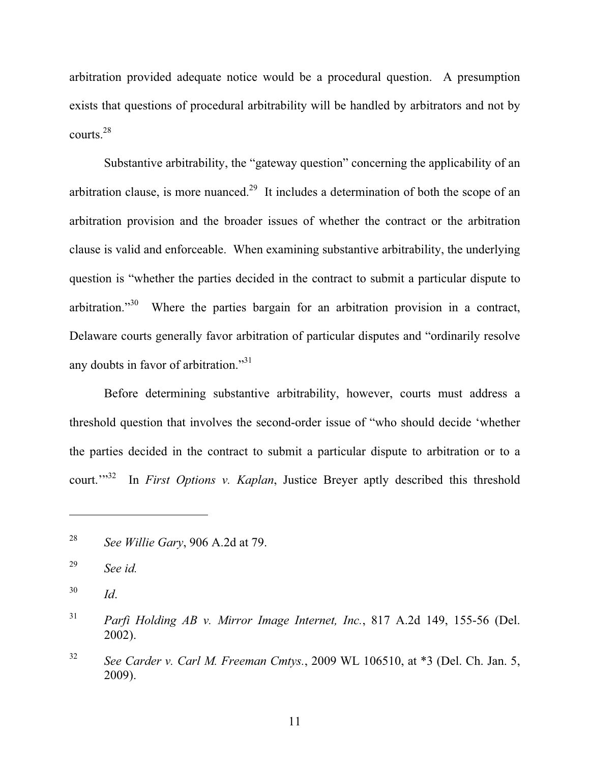arbitration provided adequate notice would be a procedural question. A presumption exists that questions of procedural arbitrability will be handled by arbitrators and not by courts.[28]

Substantive arbitrability, the "gateway question" concerning the applicability of an arbitration clause, is more nuanced.[29] It includes a determination of both the scope of an arbitration provision and the broader issues of whether the contract or the arbitration clause is valid and enforceable. When examining substantive arbitrability, the underlying question is "whether the parties decided in the contract to submit a particular dispute to arbitration."[30] Where the parties bargain for an arbitration provision in a contract, Delaware courts generally favor arbitration of particular disputes and "ordinarily resolve any doubts in favor of arbitration."[31]

Before determining substantive arbitrability, however, courts must address a threshold question that involves the second-order issue of "who should decide 'whether the parties decided in the contract to submit a particular dispute to arbitration or to a court.'"[32] In *First Options v. Kaplan*, Justice Breyer aptly described this threshold

---

[28] *See Willie Gary*, 906 A.2d at 79.

[29] *See id.*

[30] *Id*.

[31] *Parfi Holding AB v. Mirror Image Internet, Inc.*, 817 A.2d 149, 155-56 (Del. 2002).

[32] *See Carder v. Carl M. Freeman Cmtys.*, 2009 WL 106510, at *3 (Del. Ch. Jan. 5, 2009).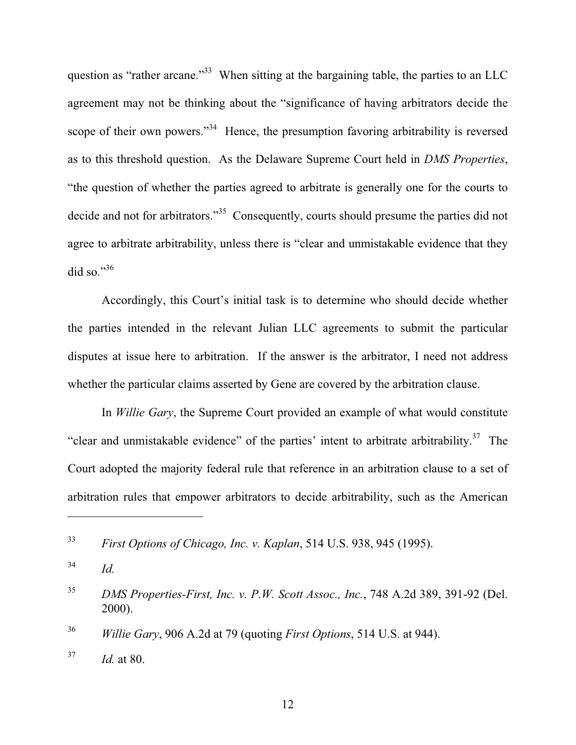question as "rather arcane."[33] When sitting at the bargaining table, the parties to an LLC agreement may not be thinking about the "significance of having arbitrators decide the scope of their own powers."[34] Hence, the presumption favoring arbitrability is reversed as to this threshold question. As the Delaware Supreme Court held in *DMS Properties*, "the question of whether the parties agreed to arbitrate is generally one for the courts to decide and not for arbitrators."[35] Consequently, courts should presume the parties did not agree to arbitrate arbitrability, unless there is "clear and unmistakable evidence that they did so."[36]

Accordingly, this Court's initial task is to determine who should decide whether the parties intended in the relevant Julian LLC agreements to submit the particular disputes at issue here to arbitration. If the answer is the arbitrator, I need not address whether the particular claims asserted by Gene are covered by the arbitration clause.

In *Willie Gary*, the Supreme Court provided an example of what would constitute "clear and unmistakable evidence" of the parties' intent to arbitrate arbitrability.[37] The Court adopted the majority federal rule that reference in an arbitration clause to a set of arbitration rules that empower arbitrators to decide arbitrability, such as the American

---

[33] *First Options of Chicago, Inc. v. Kaplan*, 514 U.S. 938, 945 (1995).

[34] *Id.*

[35] *DMS Properties-First, Inc. v. P.W. Scott Assoc., Inc.*, 748 A.2d 389, 391-92 (Del. 2000).

[36] *Willie Gary*, 906 A.2d at 79 (quoting *First Options*, 514 U.S. at 944).

[37] *Id.* at 80.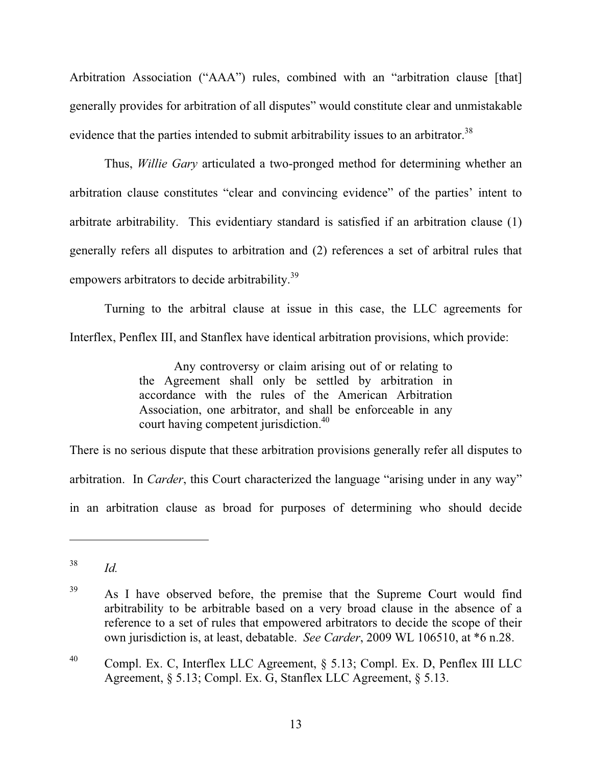Arbitration Association ("AAA") rules, combined with an "arbitration clause [that] generally provides for arbitration of all disputes" would constitute clear and unmistakable evidence that the parties intended to submit arbitrability issues to an arbitrator.[38]

Thus, *Willie Gary* articulated a two-pronged method for determining whether an arbitration clause constitutes "clear and convincing evidence" of the parties' intent to arbitrate arbitrability. This evidentiary standard is satisfied if an arbitration clause (1) generally refers all disputes to arbitration and (2) references a set of arbitral rules that empowers arbitrators to decide arbitrability.[39]

Turning to the arbitral clause at issue in this case, the LLC agreements for Interflex, Penflex III, and Stanflex have identical arbitration provisions, which provide:

> Any controversy or claim arising out of or relating to the Agreement shall only be settled by arbitration in accordance with the rules of the American Arbitration Association, one arbitrator, and shall be enforceable in any court having competent jurisdiction.[40]

There is no serious dispute that these arbitration provisions generally refer all disputes to arbitration. In *Carder*, this Court characterized the language "arising under in any way" in an arbitration clause as broad for purposes of determining who should decide

---

[38] *Id.*

[39] As I have observed before, the premise that the Supreme Court would find arbitrability to be arbitrable based on a very broad clause in the absence of a reference to a set of rules that empowered arbitrators to decide the scope of their own jurisdiction is, at least, debatable. *See Carder*, 2009 WL 106510, at *6 n.28.

[40] Compl. Ex. C, Interflex LLC Agreement, § 5.13; Compl. Ex. D, Penflex III LLC Agreement, § 5.13; Compl. Ex. G, Stanflex LLC Agreement, § 5.13.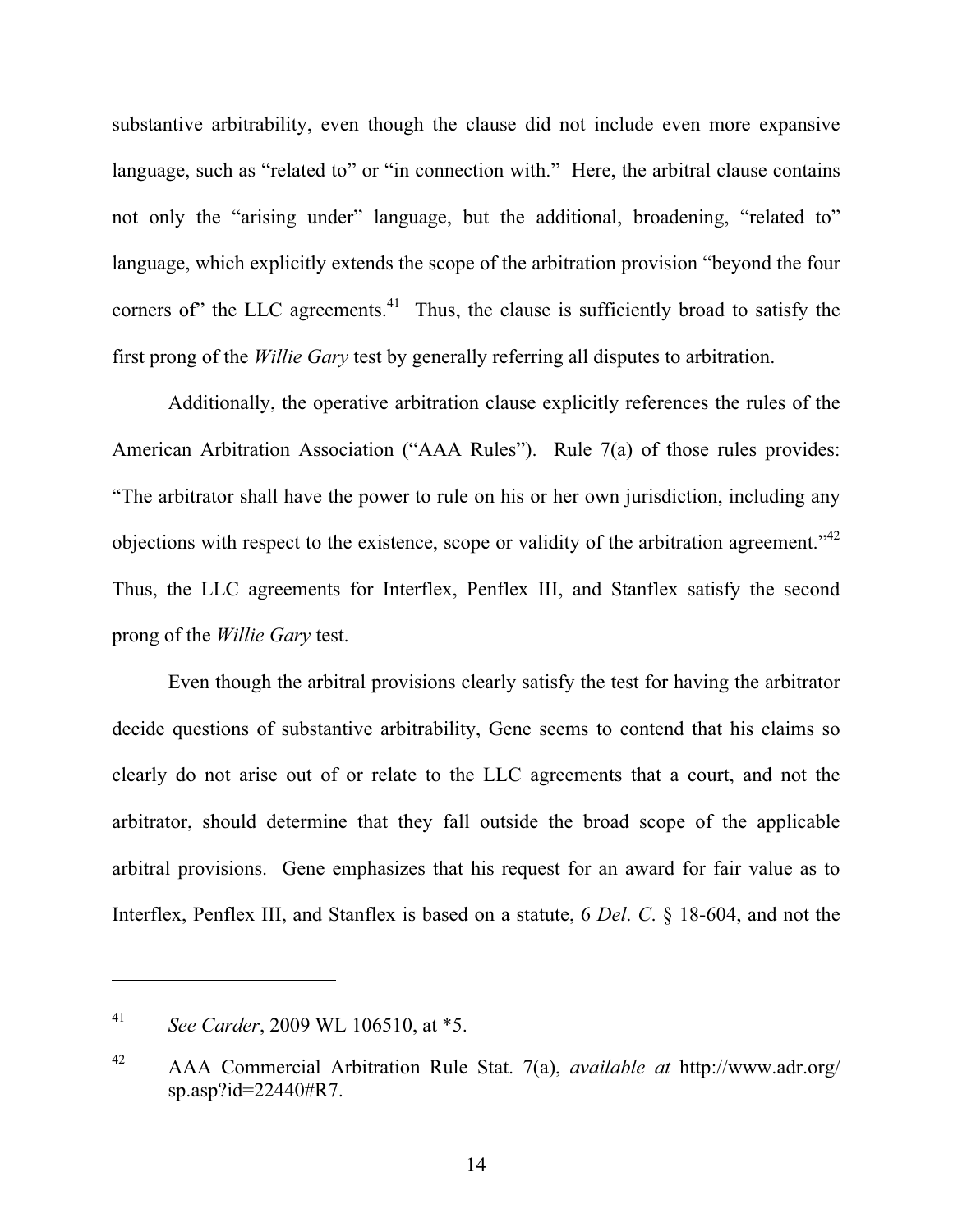substantive arbitrability, even though the clause did not include even more expansive language, such as "related to" or "in connection with." Here, the arbitral clause contains not only the "arising under" language, but the additional, broadening, "related to" language, which explicitly extends the scope of the arbitration provision "beyond the four corners of" the LLC agreements.[41] Thus, the clause is sufficiently broad to satisfy the first prong of the *Willie Gary* test by generally referring all disputes to arbitration.

Additionally, the operative arbitration clause explicitly references the rules of the American Arbitration Association ("AAA Rules"). Rule 7(a) of those rules provides: "The arbitrator shall have the power to rule on his or her own jurisdiction, including any objections with respect to the existence, scope or validity of the arbitration agreement."[42] Thus, the LLC agreements for Interflex, Penflex III, and Stanflex satisfy the second prong of the *Willie Gary* test.

Even though the arbitral provisions clearly satisfy the test for having the arbitrator decide questions of substantive arbitrability, Gene seems to contend that his claims so clearly do not arise out of or relate to the LLC agreements that a court, and not the arbitrator, should determine that they fall outside the broad scope of the applicable arbitral provisions. Gene emphasizes that his request for an award for fair value as to Interflex, Penflex III, and Stanflex is based on a statute, 6 *Del*. *C*. § 18-604, and not the

---

[41] *See Carder*, 2009 WL 106510, at \*5.

[42] AAA Commercial Arbitration Rule Stat. 7(a), *available at* http://www.adr.org/sp.asp?id=22440#R7.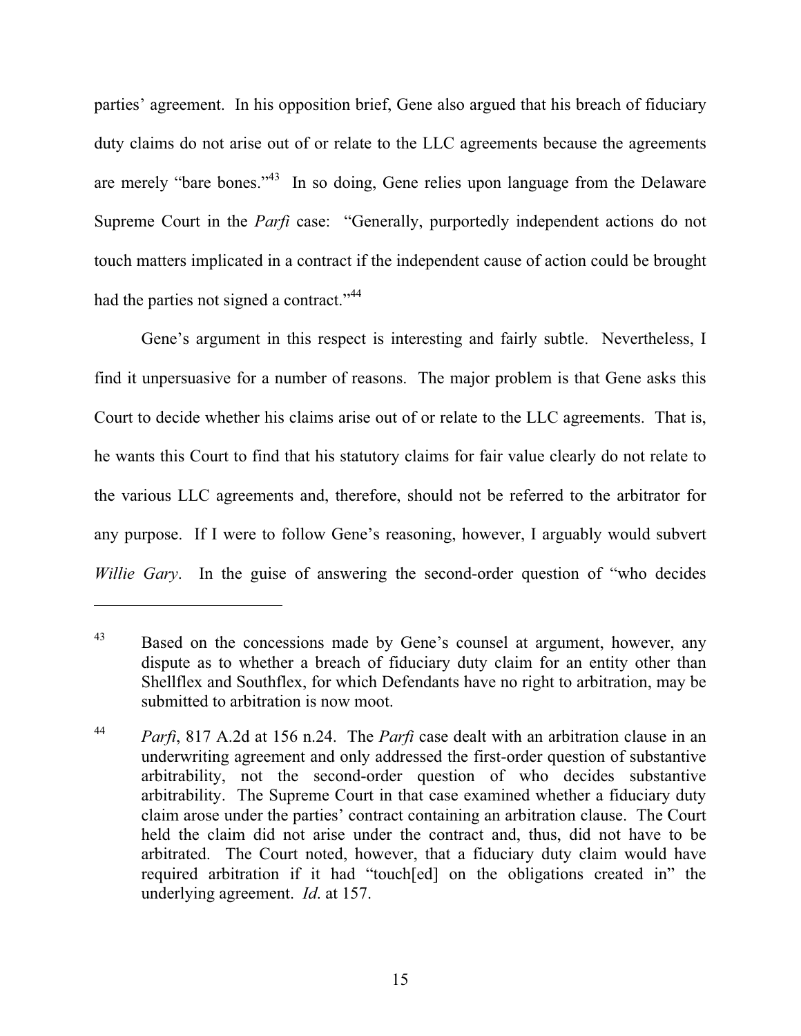parties' agreement. In his opposition brief, Gene also argued that his breach of fiduciary duty claims do not arise out of or relate to the LLC agreements because the agreements are merely "bare bones."[43] In so doing, Gene relies upon language from the Delaware Supreme Court in the *Parfi* case: "Generally, purportedly independent actions do not touch matters implicated in a contract if the independent cause of action could be brought had the parties not signed a contract."[44]

Gene's argument in this respect is interesting and fairly subtle. Nevertheless, I find it unpersuasive for a number of reasons. The major problem is that Gene asks this Court to decide whether his claims arise out of or relate to the LLC agreements. That is, he wants this Court to find that his statutory claims for fair value clearly do not relate to the various LLC agreements and, therefore, should not be referred to the arbitrator for any purpose. If I were to follow Gene's reasoning, however, I arguably would subvert *Willie Gary*. In the guise of answering the second-order question of "who decides

---

[43] Based on the concessions made by Gene's counsel at argument, however, any dispute as to whether a breach of fiduciary duty claim for an entity other than Shellflex and Southflex, for which Defendants have no right to arbitration, may be submitted to arbitration is now moot.

[44] *Parfi*, 817 A.2d at 156 n.24. The *Parfi* case dealt with an arbitration clause in an underwriting agreement and only addressed the first-order question of substantive arbitrability, not the second-order question of who decides substantive arbitrability. The Supreme Court in that case examined whether a fiduciary duty claim arose under the parties' contract containing an arbitration clause. The Court held the claim did not arise under the contract and, thus, did not have to be arbitrated. The Court noted, however, that a fiduciary duty claim would have required arbitration if it had "touch[ed] on the obligations created in" the underlying agreement. *Id.* at 157.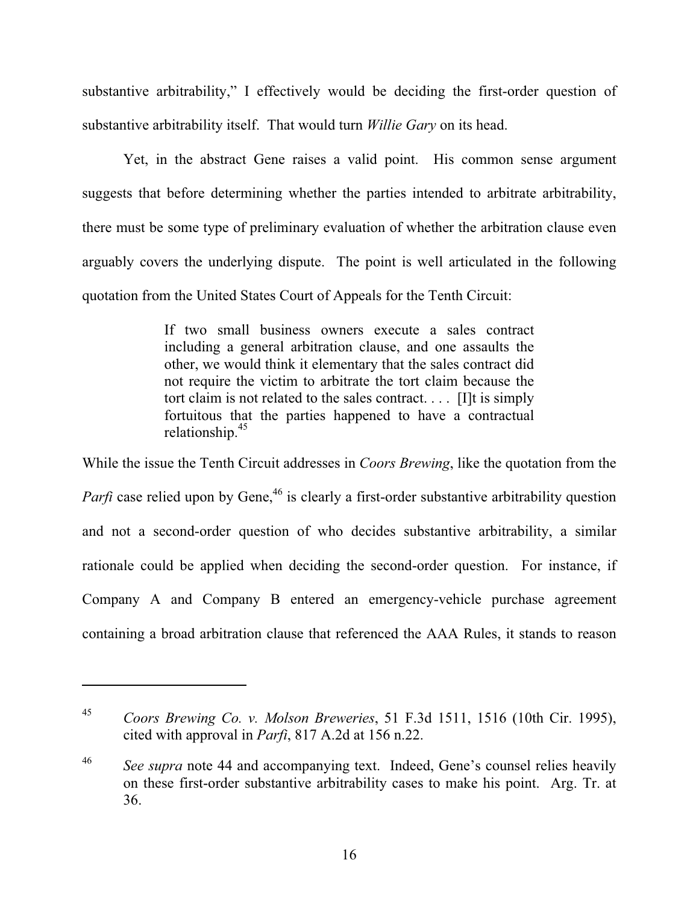substantive arbitrability," I effectively would be deciding the first-order question of substantive arbitrability itself. That would turn *Willie Gary* on its head.

Yet, in the abstract Gene raises a valid point. His common sense argument suggests that before determining whether the parties intended to arbitrate arbitrability, there must be some type of preliminary evaluation of whether the arbitration clause even arguably covers the underlying dispute. The point is well articulated in the following quotation from the United States Court of Appeals for the Tenth Circuit:

> If two small business owners execute a sales contract including a general arbitration clause, and one assaults the other, we would think it elementary that the sales contract did not require the victim to arbitrate the tort claim because the tort claim is not related to the sales contract. . . . [I]t is simply fortuitous that the parties happened to have a contractual relationship.[45]

While the issue the Tenth Circuit addresses in *Coors Brewing*, like the quotation from the *Parfi* case relied upon by Gene,[46] is clearly a first-order substantive arbitrability question and not a second-order question of who decides substantive arbitrability, a similar rationale could be applied when deciding the second-order question. For instance, if Company A and Company B entered an emergency-vehicle purchase agreement containing a broad arbitration clause that referenced the AAA Rules, it stands to reason

---

[45] *Coors Brewing Co. v. Molson Breweries*, 51 F.3d 1511, 1516 (10th Cir. 1995), cited with approval in *Parfi*, 817 A.2d at 156 n.22.

[46] *See supra* note 44 and accompanying text. Indeed, Gene's counsel relies heavily on these first-order substantive arbitrability cases to make his point. Arg. Tr. at 36.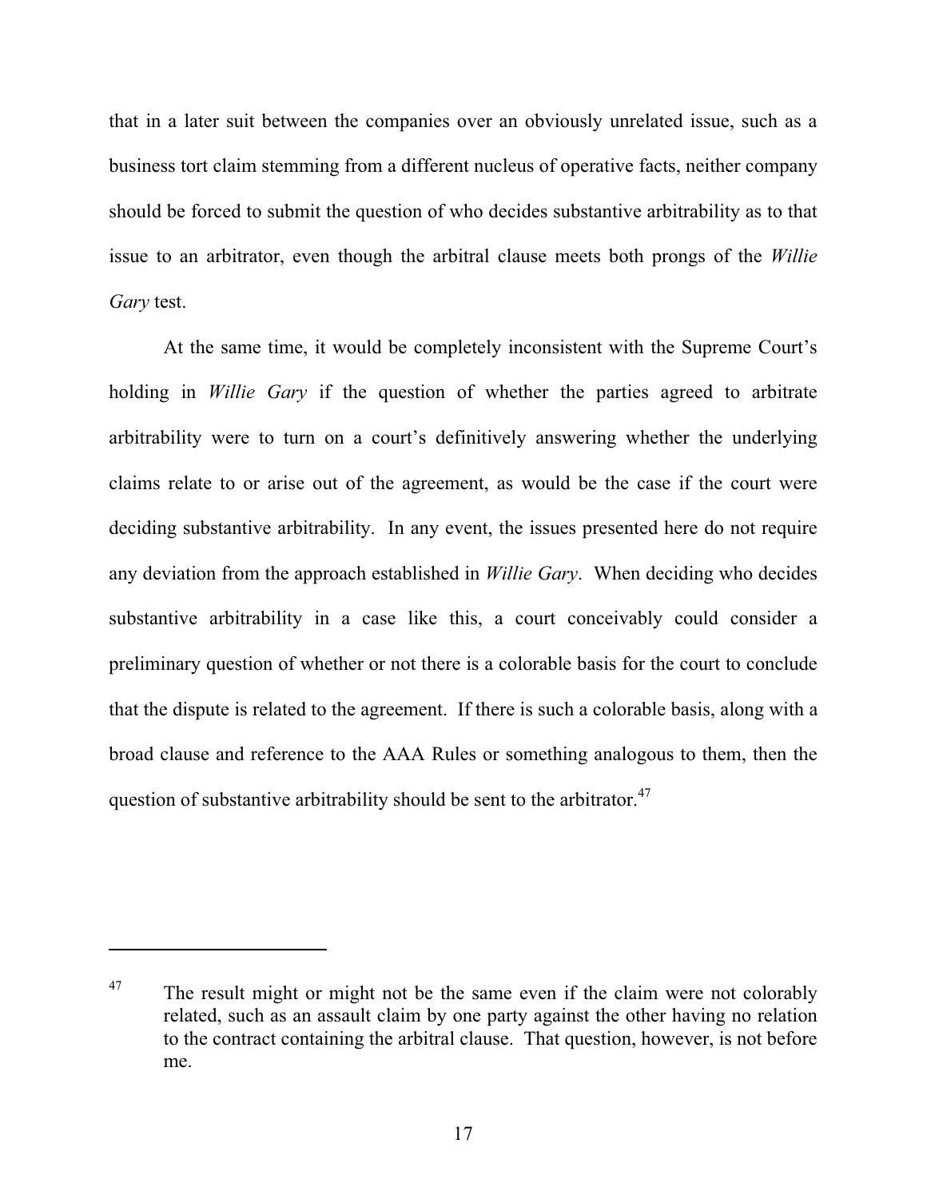that in a later suit between the companies over an obviously unrelated issue, such as a business tort claim stemming from a different nucleus of operative facts, neither company should be forced to submit the question of who decides substantive arbitrability as to that issue to an arbitrator, even though the arbitral clause meets both prongs of the *Willie Gary* test.

At the same time, it would be completely inconsistent with the Supreme Court's holding in *Willie Gary* if the question of whether the parties agreed to arbitrate arbitrability were to turn on a court's definitively answering whether the underlying claims relate to or arise out of the agreement, as would be the case if the court were deciding substantive arbitrability. In any event, the issues presented here do not require any deviation from the approach established in *Willie Gary*. When deciding who decides substantive arbitrability in a case like this, a court conceivably could consider a preliminary question of whether or not there is a colorable basis for the court to conclude that the dispute is related to the agreement. If there is such a colorable basis, along with a broad clause and reference to the AAA Rules or something analogous to them, then the question of substantive arbitrability should be sent to the arbitrator.[47]

---

[47] The result might or might not be the same even if the claim were not colorably related, such as an assault claim by one party against the other having no relation to the contract containing the arbitral clause. That question, however, is not before me.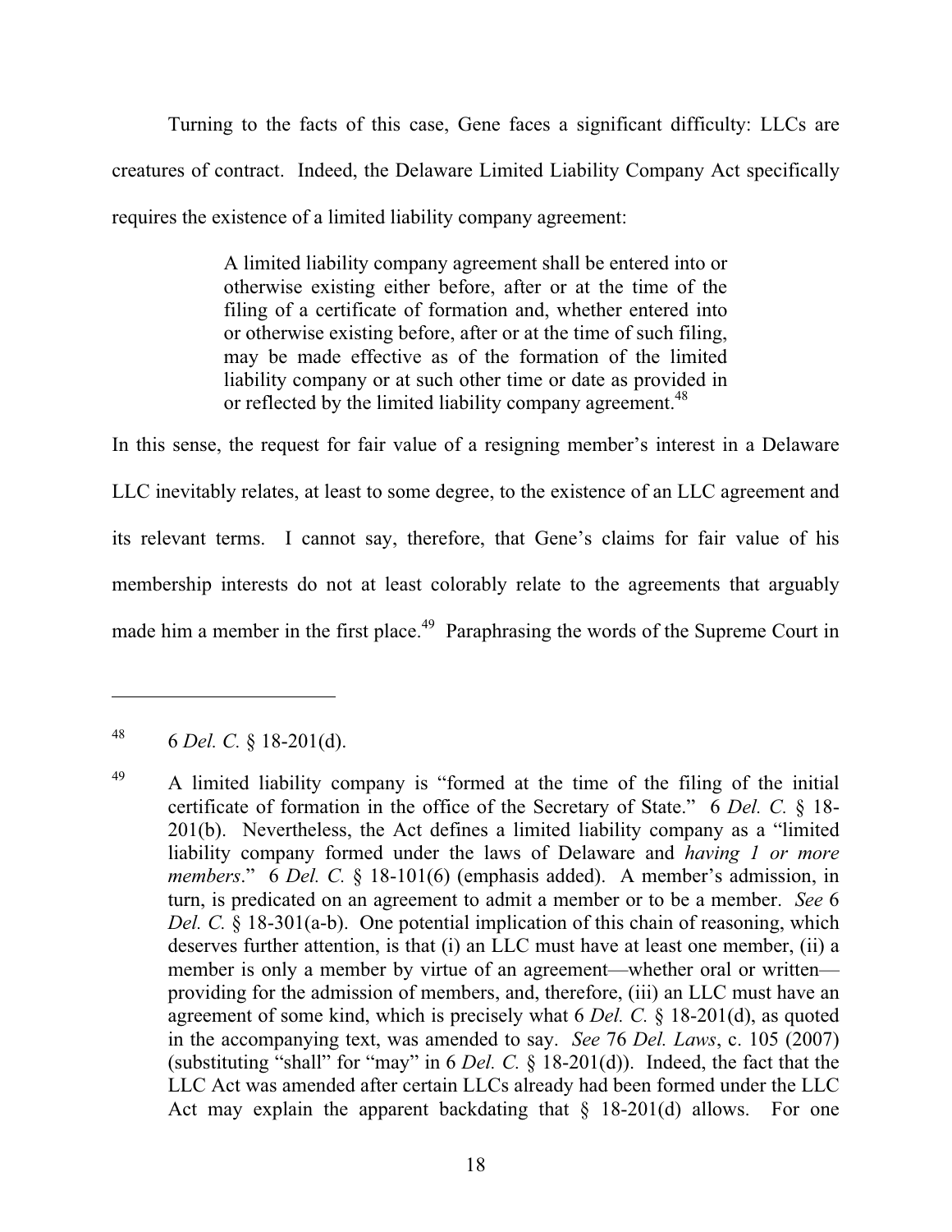Turning to the facts of this case, Gene faces a significant difficulty: LLCs are creatures of contract. Indeed, the Delaware Limited Liability Company Act specifically requires the existence of a limited liability company agreement:

> A limited liability company agreement shall be entered into or otherwise existing either before, after or at the time of the filing of a certificate of formation and, whether entered into or otherwise existing before, after or at the time of such filing, may be made effective as of the formation of the limited liability company or at such other time or date as provided in or reflected by the limited liability company agreement.[48]

In this sense, the request for fair value of a resigning member's interest in a Delaware LLC inevitably relates, at least to some degree, to the existence of an LLC agreement and its relevant terms. I cannot say, therefore, that Gene's claims for fair value of his membership interests do not at least colorably relate to the agreements that arguably made him a member in the first place.[49] Paraphrasing the words of the Supreme Court in

---

[48] 6 *Del. C.* § 18-201(d).

[49] A limited liability company is "formed at the time of the filing of the initial certificate of formation in the office of the Secretary of State." 6 *Del. C.* § 18-201(b). Nevertheless, the Act defines a limited liability company as a "limited liability company formed under the laws of Delaware and *having 1 or more members*." 6 *Del. C.* § 18-101(6) (emphasis added). A member's admission, in turn, is predicated on an agreement to admit a member or to be a member. *See* 6 *Del. C.* § 18-301(a-b). One potential implication of this chain of reasoning, which deserves further attention, is that (i) an LLC must have at least one member, (ii) a member is only a member by virtue of an agreement—whether oral or written—providing for the admission of members, and, therefore, (iii) an LLC must have an agreement of some kind, which is precisely what 6 *Del. C.* § 18-201(d), as quoted in the accompanying text, was amended to say. *See* 76 *Del. Laws*, c. 105 (2007) (substituting "shall" for "may" in 6 *Del. C.* § 18-201(d)). Indeed, the fact that the LLC Act was amended after certain LLCs already had been formed under the LLC Act may explain the apparent backdating that § 18-201(d) allows. For one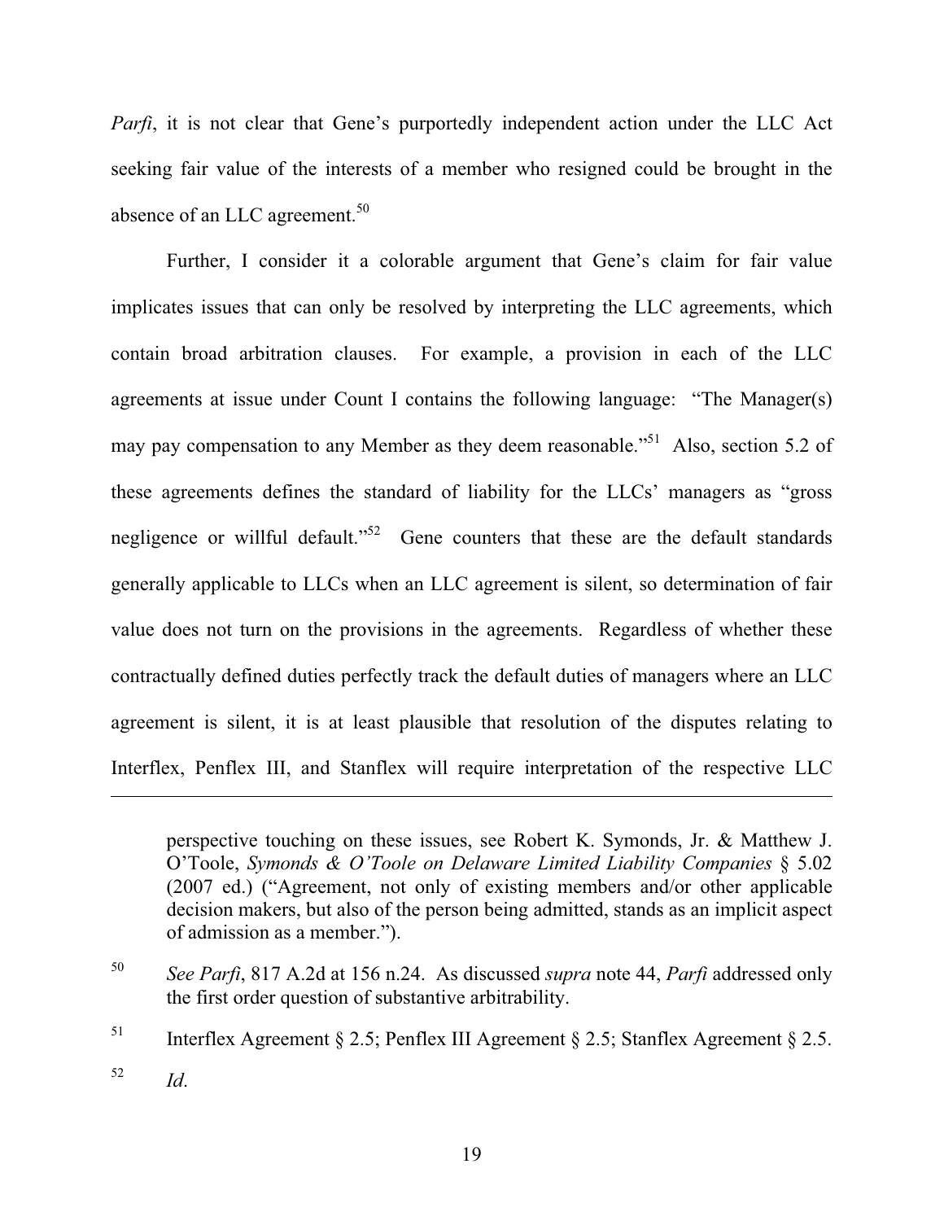*Parfi*, it is not clear that Gene's purportedly independent action under the LLC Act seeking fair value of the interests of a member who resigned could be brought in the absence of an LLC agreement.[50]

Further, I consider it a colorable argument that Gene's claim for fair value implicates issues that can only be resolved by interpreting the LLC agreements, which contain broad arbitration clauses. For example, a provision in each of the LLC agreements at issue under Count I contains the following language: "The Manager(s) may pay compensation to any Member as they deem reasonable."[51] Also, section 5.2 of these agreements defines the standard of liability for the LLCs' managers as "gross negligence or willful default."[52] Gene counters that these are the default standards generally applicable to LLCs when an LLC agreement is silent, so determination of fair value does not turn on the provisions in the agreements. Regardless of whether these contractually defined duties perfectly track the default duties of managers where an LLC agreement is silent, it is at least plausible that resolution of the disputes relating to Interflex, Penflex III, and Stanflex will require interpretation of the respective LLC

---

perspective touching on these issues, see Robert K. Symonds, Jr. & Matthew J. O'Toole, *Symonds & O'Toole on Delaware Limited Liability Companies* § 5.02 (2007 ed.) ("Agreement, not only of existing members and/or other applicable decision makers, but also of the person being admitted, stands as an implicit aspect of admission as a member.").

[50] *See Parfi*, 817 A.2d at 156 n.24. As discussed *supra* note 44, *Parfi* addressed only the first order question of substantive arbitrability.

[51] Interflex Agreement § 2.5; Penflex III Agreement § 2.5; Stanflex Agreement § 2.5.

[52] *Id*.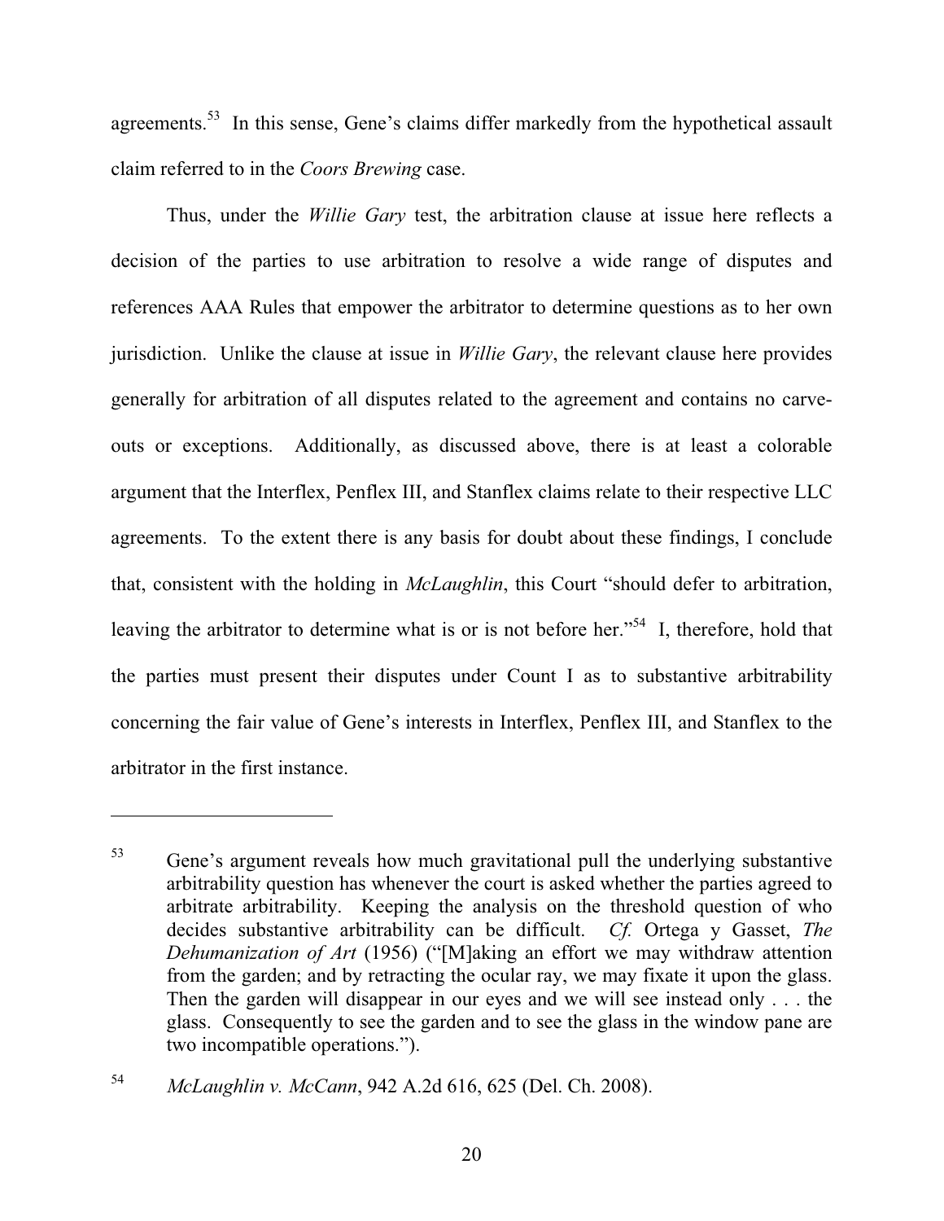agreements.[53] In this sense, Gene's claims differ markedly from the hypothetical assault claim referred to in the *Coors Brewing* case.

Thus, under the *Willie Gary* test, the arbitration clause at issue here reflects a decision of the parties to use arbitration to resolve a wide range of disputes and references AAA Rules that empower the arbitrator to determine questions as to her own jurisdiction. Unlike the clause at issue in *Willie Gary*, the relevant clause here provides generally for arbitration of all disputes related to the agreement and contains no carve-outs or exceptions. Additionally, as discussed above, there is at least a colorable argument that the Interflex, Penflex III, and Stanflex claims relate to their respective LLC agreements. To the extent there is any basis for doubt about these findings, I conclude that, consistent with the holding in *McLaughlin*, this Court "should defer to arbitration, leaving the arbitrator to determine what is or is not before her."[54] I, therefore, hold that the parties must present their disputes under Count I as to substantive arbitrability concerning the fair value of Gene's interests in Interflex, Penflex III, and Stanflex to the arbitrator in the first instance.

---

[53] Gene's argument reveals how much gravitational pull the underlying substantive arbitrability question has whenever the court is asked whether the parties agreed to arbitrate arbitrability. Keeping the analysis on the threshold question of who decides substantive arbitrability can be difficult. *Cf.* Ortega y Gasset, *The Dehumanization of Art* (1956) ("[M]aking an effort we may withdraw attention from the garden; and by retracting the ocular ray, we may fixate it upon the glass. Then the garden will disappear in our eyes and we will see instead only . . . the glass. Consequently to see the garden and to see the glass in the window pane are two incompatible operations.").

[54] *McLaughlin v. McCann*, 942 A.2d 616, 625 (Del. Ch. 2008).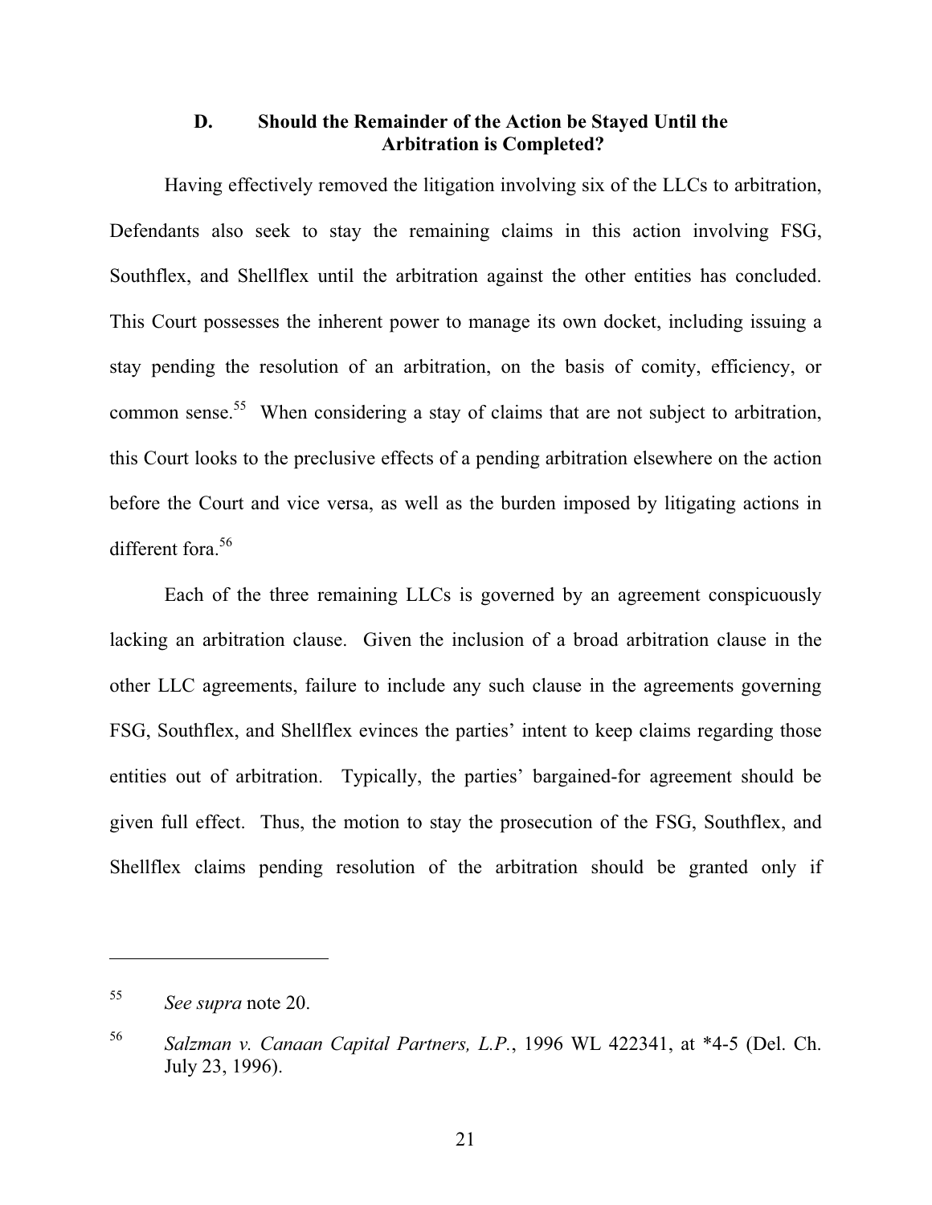### D. Should the Remainder of the Action be Stayed Until the Arbitration is Completed?

Having effectively removed the litigation involving six of the LLCs to arbitration, Defendants also seek to stay the remaining claims in this action involving FSG, Southflex, and Shellflex until the arbitration against the other entities has concluded. This Court possesses the inherent power to manage its own docket, including issuing a stay pending the resolution of an arbitration, on the basis of comity, efficiency, or common sense.[55] When considering a stay of claims that are not subject to arbitration, this Court looks to the preclusive effects of a pending arbitration elsewhere on the action before the Court and vice versa, as well as the burden imposed by litigating actions in different fora.[56]

Each of the three remaining LLCs is governed by an agreement conspicuously lacking an arbitration clause. Given the inclusion of a broad arbitration clause in the other LLC agreements, failure to include any such clause in the agreements governing FSG, Southflex, and Shellflex evinces the parties' intent to keep claims regarding those entities out of arbitration. Typically, the parties' bargained-for agreement should be given full effect. Thus, the motion to stay the prosecution of the FSG, Southflex, and Shellflex claims pending resolution of the arbitration should be granted only if

---

[55] *See supra* note 20.

[56] *Salzman v. Canaan Capital Partners, L.P.*, 1996 WL 422341, at *4-5 (Del. Ch. July 23, 1996).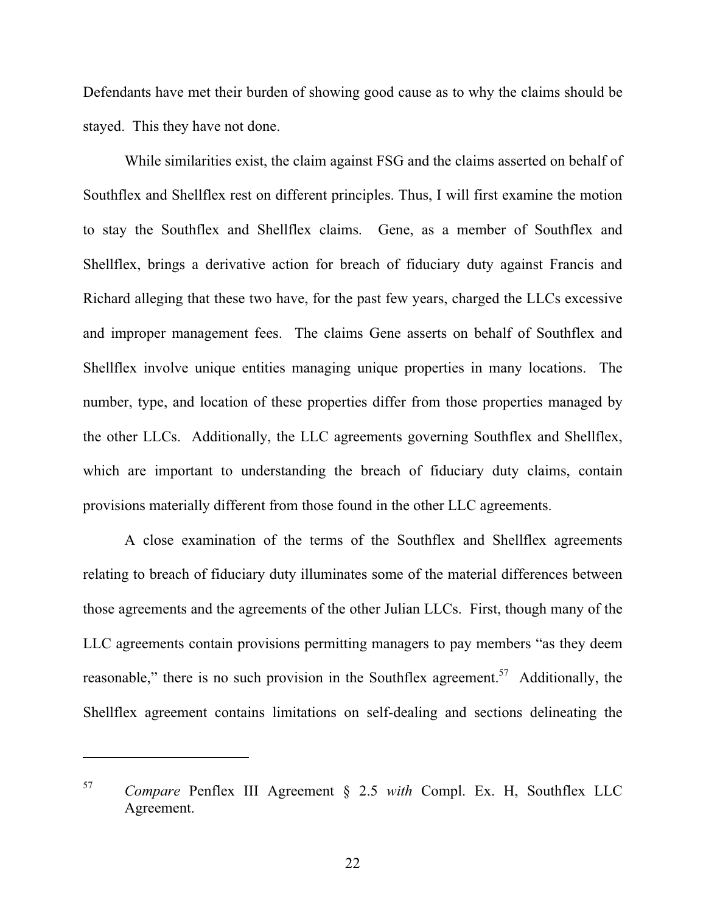Defendants have met their burden of showing good cause as to why the claims should be stayed. This they have not done.

While similarities exist, the claim against FSG and the claims asserted on behalf of Southflex and Shellflex rest on different principles. Thus, I will first examine the motion to stay the Southflex and Shellflex claims. Gene, as a member of Southflex and Shellflex, brings a derivative action for breach of fiduciary duty against Francis and Richard alleging that these two have, for the past few years, charged the LLCs excessive and improper management fees. The claims Gene asserts on behalf of Southflex and Shellflex involve unique entities managing unique properties in many locations. The number, type, and location of these properties differ from those properties managed by the other LLCs. Additionally, the LLC agreements governing Southflex and Shellflex, which are important to understanding the breach of fiduciary duty claims, contain provisions materially different from those found in the other LLC agreements.

A close examination of the terms of the Southflex and Shellflex agreements relating to breach of fiduciary duty illuminates some of the material differences between those agreements and the agreements of the other Julian LLCs. First, though many of the LLC agreements contain provisions permitting managers to pay members "as they deem reasonable," there is no such provision in the Southflex agreement.[57] Additionally, the Shellflex agreement contains limitations on self-dealing and sections delineating the

---

[57] *Compare* Penflex III Agreement § 2.5 *with* Compl. Ex. H, Southflex LLC Agreement.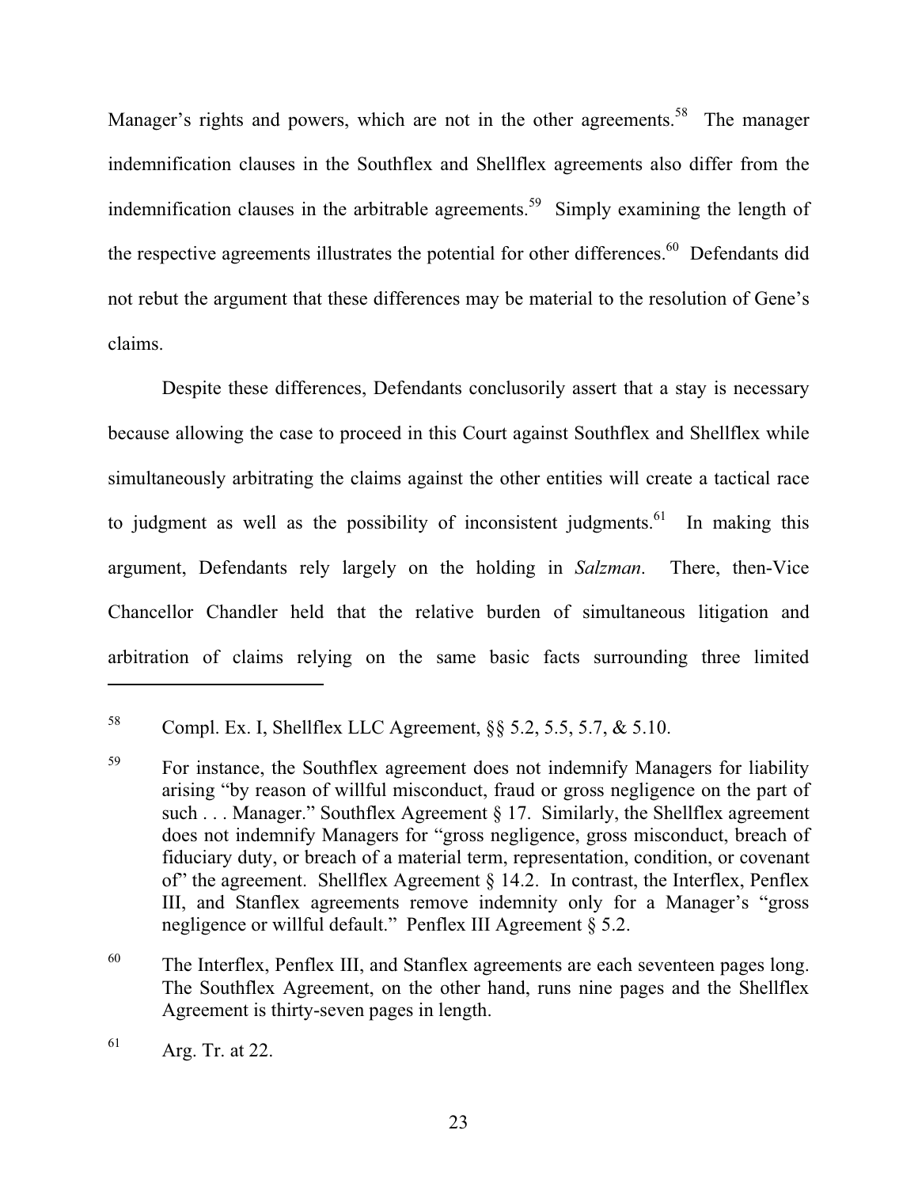Manager's rights and powers, which are not in the other agreements.[58] The manager indemnification clauses in the Southflex and Shellflex agreements also differ from the indemnification clauses in the arbitrable agreements.[59] Simply examining the length of the respective agreements illustrates the potential for other differences.[60] Defendants did not rebut the argument that these differences may be material to the resolution of Gene's claims.

Despite these differences, Defendants conclusorily assert that a stay is necessary because allowing the case to proceed in this Court against Southflex and Shellflex while simultaneously arbitrating the claims against the other entities will create a tactical race to judgment as well as the possibility of inconsistent judgments.[61] In making this argument, Defendants rely largely on the holding in *Salzman*. There, then-Vice Chancellor Chandler held that the relative burden of simultaneous litigation and arbitration of claims relying on the same basic facts surrounding three limited

---

[58] Compl. Ex. I, Shellflex LLC Agreement, §§ 5.2, 5.5, 5.7, & 5.10.

[59] For instance, the Southflex agreement does not indemnify Managers for liability arising "by reason of willful misconduct, fraud or gross negligence on the part of such . . . Manager." Southflex Agreement § 17. Similarly, the Shellflex agreement does not indemnify Managers for "gross negligence, gross misconduct, breach of fiduciary duty, or breach of a material term, representation, condition, or covenant of" the agreement. Shellflex Agreement § 14.2. In contrast, the Interflex, Penflex III, and Stanflex agreements remove indemnity only for a Manager's "gross negligence or willful default." Penflex III Agreement § 5.2.

[60] The Interflex, Penflex III, and Stanflex agreements are each seventeen pages long. The Southflex Agreement, on the other hand, runs nine pages and the Shellflex Agreement is thirty-seven pages in length.

[61] Arg. Tr. at 22.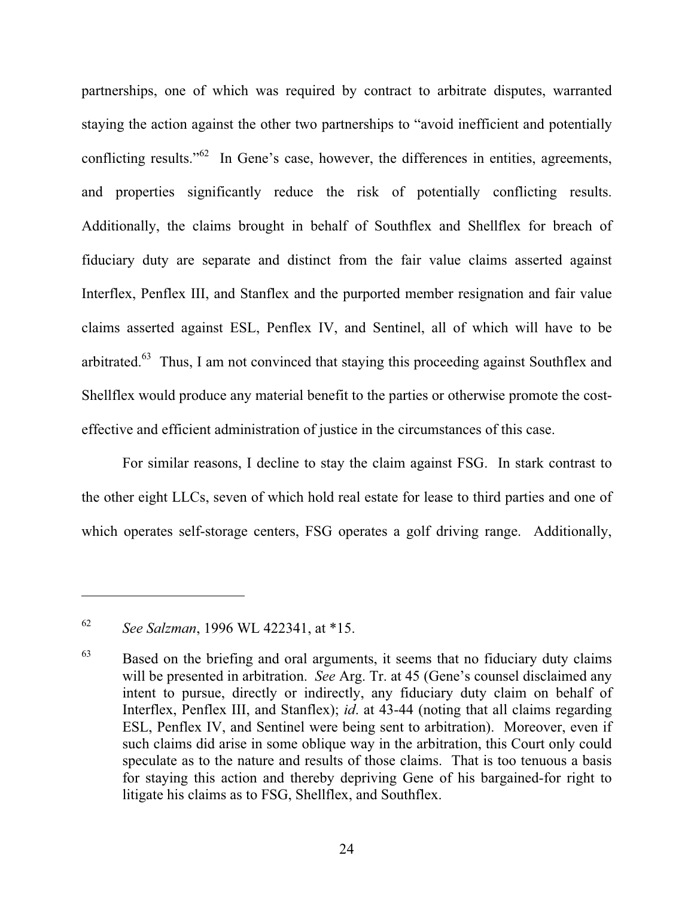partnerships, one of which was required by contract to arbitrate disputes, warranted staying the action against the other two partnerships to "avoid inefficient and potentially conflicting results."[62] In Gene's case, however, the differences in entities, agreements, and properties significantly reduce the risk of potentially conflicting results. Additionally, the claims brought in behalf of Southflex and Shellflex for breach of fiduciary duty are separate and distinct from the fair value claims asserted against Interflex, Penflex III, and Stanflex and the purported member resignation and fair value claims asserted against ESL, Penflex IV, and Sentinel, all of which will have to be arbitrated.[63] Thus, I am not convinced that staying this proceeding against Southflex and Shellflex would produce any material benefit to the parties or otherwise promote the cost-effective and efficient administration of justice in the circumstances of this case.

For similar reasons, I decline to stay the claim against FSG. In stark contrast to the other eight LLCs, seven of which hold real estate for lease to third parties and one of which operates self-storage centers, FSG operates a golf driving range. Additionally,

---

[62] *See Salzman*, 1996 WL 422341, at *15.

[63] Based on the briefing and oral arguments, it seems that no fiduciary duty claims will be presented in arbitration. *See* Arg. Tr. at 45 (Gene's counsel disclaimed any intent to pursue, directly or indirectly, any fiduciary duty claim on behalf of Interflex, Penflex III, and Stanflex); *id*. at 43-44 (noting that all claims regarding ESL, Penflex IV, and Sentinel were being sent to arbitration). Moreover, even if such claims did arise in some oblique way in the arbitration, this Court only could speculate as to the nature and results of those claims. That is too tenuous a basis for staying this action and thereby depriving Gene of his bargained-for right to litigate his claims as to FSG, Shellflex, and Southflex.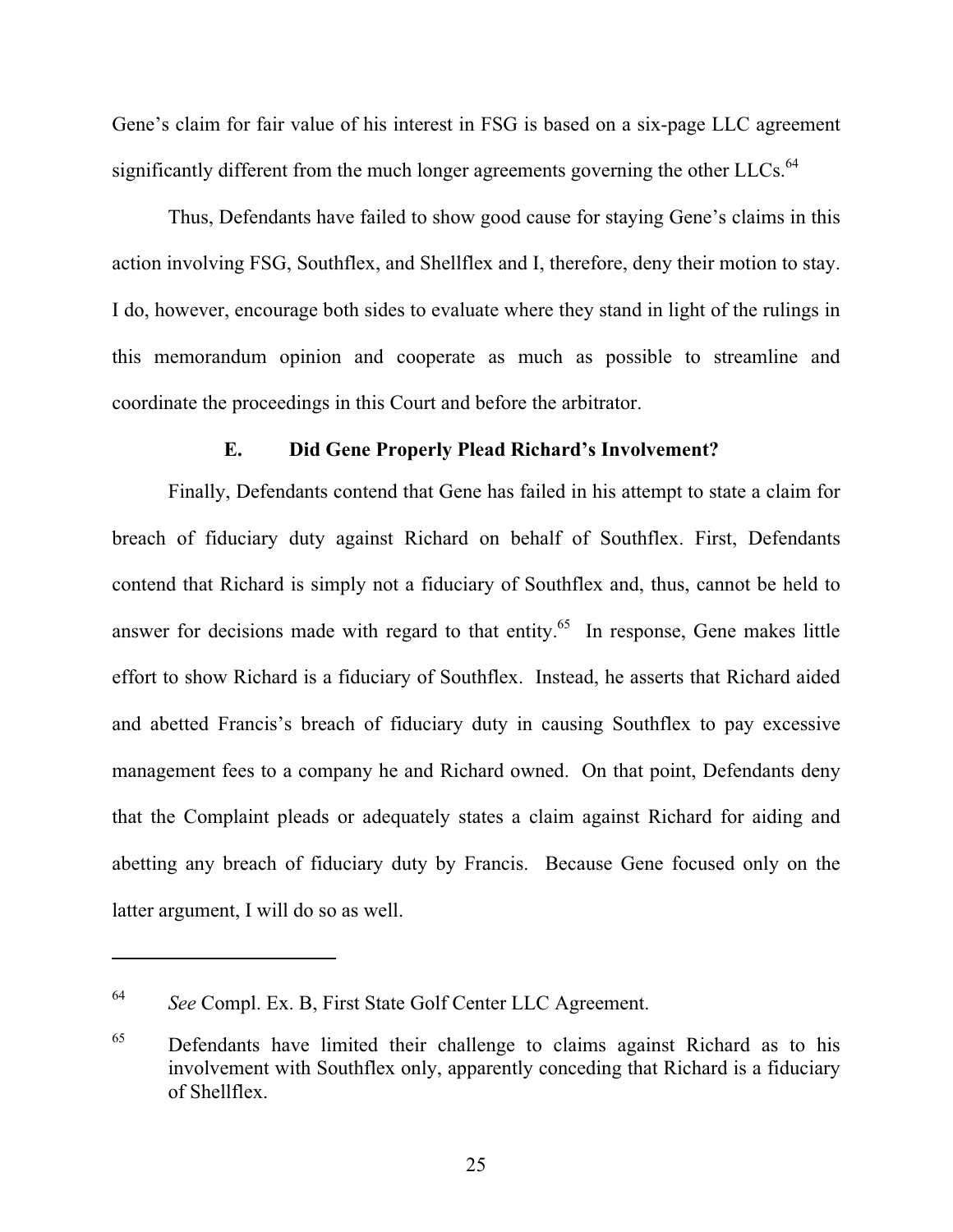Gene's claim for fair value of his interest in FSG is based on a six-page LLC agreement significantly different from the much longer agreements governing the other LLCs.[64]

Thus, Defendants have failed to show good cause for staying Gene's claims in this action involving FSG, Southflex, and Shellflex and I, therefore, deny their motion to stay. I do, however, encourage both sides to evaluate where they stand in light of the rulings in this memorandum opinion and cooperate as much as possible to streamline and coordinate the proceedings in this Court and before the arbitrator.

### E. Did Gene Properly Plead Richard's Involvement?

Finally, Defendants contend that Gene has failed in his attempt to state a claim for breach of fiduciary duty against Richard on behalf of Southflex. First, Defendants contend that Richard is simply not a fiduciary of Southflex and, thus, cannot be held to answer for decisions made with regard to that entity.[65] In response, Gene makes little effort to show Richard is a fiduciary of Southflex. Instead, he asserts that Richard aided and abetted Francis's breach of fiduciary duty in causing Southflex to pay excessive management fees to a company he and Richard owned. On that point, Defendants deny that the Complaint pleads or adequately states a claim against Richard for aiding and abetting any breach of fiduciary duty by Francis. Because Gene focused only on the latter argument, I will do so as well.

---

[64] *See* Compl. Ex. B, First State Golf Center LLC Agreement.

[65] Defendants have limited their challenge to claims against Richard as to his involvement with Southflex only, apparently conceding that Richard is a fiduciary of Shellflex.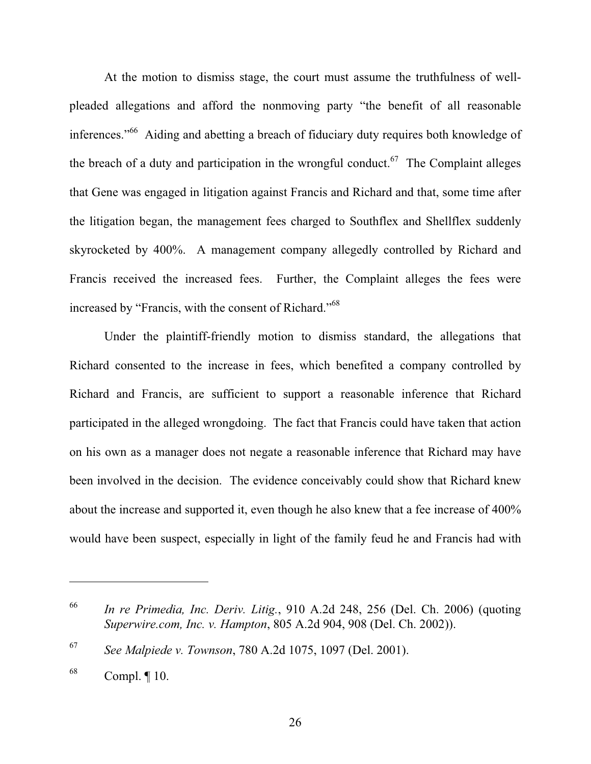At the motion to dismiss stage, the court must assume the truthfulness of well-pleaded allegations and afford the nonmoving party "the benefit of all reasonable inferences."[66] Aiding and abetting a breach of fiduciary duty requires both knowledge of the breach of a duty and participation in the wrongful conduct.[67] The Complaint alleges that Gene was engaged in litigation against Francis and Richard and that, some time after the litigation began, the management fees charged to Southflex and Shellflex suddenly skyrocketed by 400%. A management company allegedly controlled by Richard and Francis received the increased fees. Further, the Complaint alleges the fees were increased by "Francis, with the consent of Richard."[68]

Under the plaintiff-friendly motion to dismiss standard, the allegations that Richard consented to the increase in fees, which benefited a company controlled by Richard and Francis, are sufficient to support a reasonable inference that Richard participated in the alleged wrongdoing. The fact that Francis could have taken that action on his own as a manager does not negate a reasonable inference that Richard may have been involved in the decision. The evidence conceivably could show that Richard knew about the increase and supported it, even though he also knew that a fee increase of 400% would have been suspect, especially in light of the family feud he and Francis had with

---

[66] *In re Primedia, Inc. Deriv. Litig.*, 910 A.2d 248, 256 (Del. Ch. 2006) (quoting *Superwire.com, Inc. v. Hampton*, 805 A.2d 904, 908 (Del. Ch. 2002)).

[67] *See Malpiede v. Townson*, 780 A.2d 1075, 1097 (Del. 2001).

[68] Compl. ¶ 10.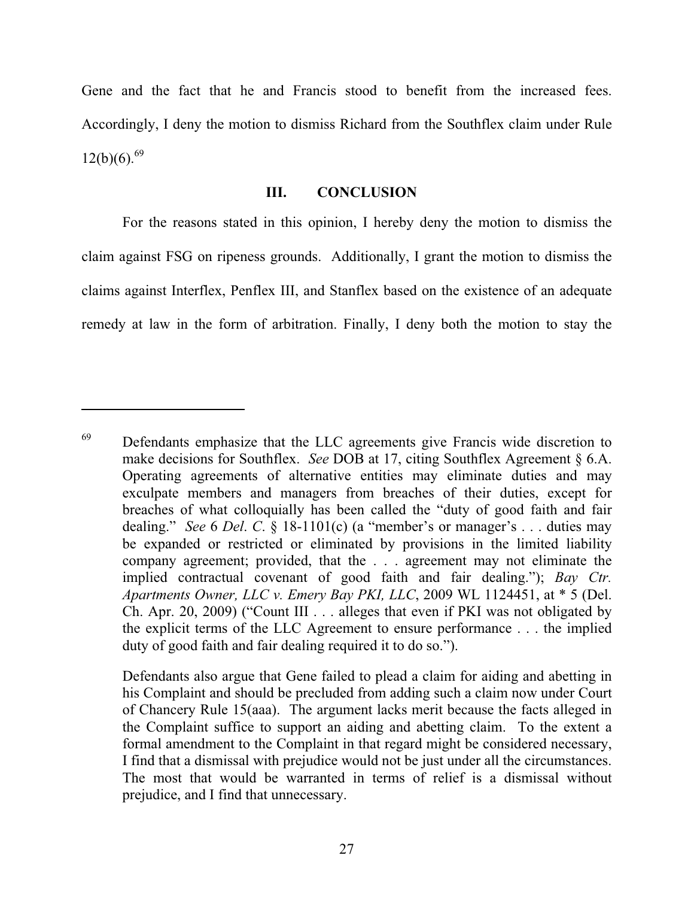Gene and the fact that he and Francis stood to benefit from the increased fees. Accordingly, I deny the motion to dismiss Richard from the Southflex claim under Rule 12(b)(6).[69]

## III. CONCLUSION

For the reasons stated in this opinion, I hereby deny the motion to dismiss the claim against FSG on ripeness grounds. Additionally, I grant the motion to dismiss the claims against Interflex, Penflex III, and Stanflex based on the existence of an adequate remedy at law in the form of arbitration. Finally, I deny both the motion to stay the

---

[69] Defendants emphasize that the LLC agreements give Francis wide discretion to make decisions for Southflex. *See* DOB at 17, citing Southflex Agreement § 6.A. Operating agreements of alternative entities may eliminate duties and may exculpate members and managers from breaches of their duties, except for breaches of what colloquially has been called the "duty of good faith and fair dealing." *See* 6 *Del*. *C*. § 18-1101(c) (a "member's or manager's . . . duties may be expanded or restricted or eliminated by provisions in the limited liability company agreement; provided, that the . . . agreement may not eliminate the implied contractual covenant of good faith and fair dealing."); *Bay Ctr. Apartments Owner, LLC v. Emery Bay PKI, LLC*, 2009 WL 1124451, at * 5 (Del. Ch. Apr. 20, 2009) ("Count III . . . alleges that even if PKI was not obligated by the explicit terms of the LLC Agreement to ensure performance . . . the implied duty of good faith and fair dealing required it to do so.").

Defendants also argue that Gene failed to plead a claim for aiding and abetting in his Complaint and should be precluded from adding such a claim now under Court of Chancery Rule 15(aaa). The argument lacks merit because the facts alleged in the Complaint suffice to support an aiding and abetting claim. To the extent a formal amendment to the Complaint in that regard might be considered necessary, I find that a dismissal with prejudice would not be just under all the circumstances. The most that would be warranted in terms of relief is a dismissal without prejudice, and I find that unnecessary.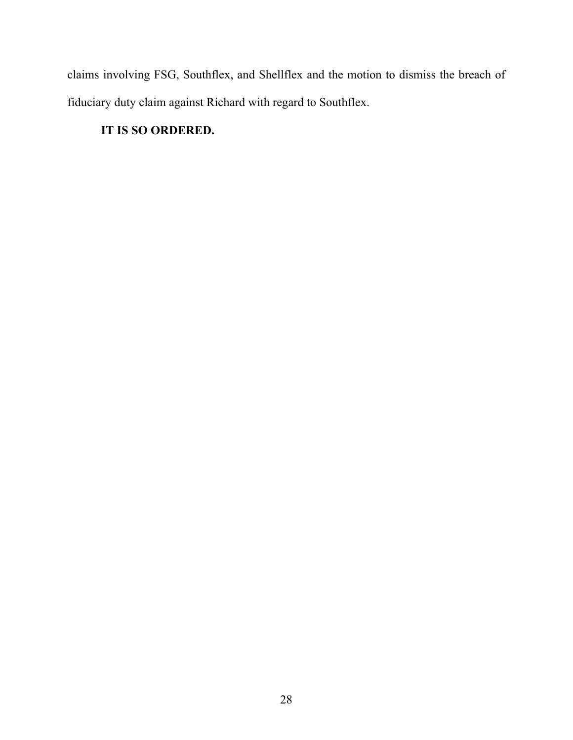claims involving FSG, Southflex, and Shellflex and the motion to dismiss the breach of fiduciary duty claim against Richard with regard to Southflex.

**IT IS SO ORDERED.**